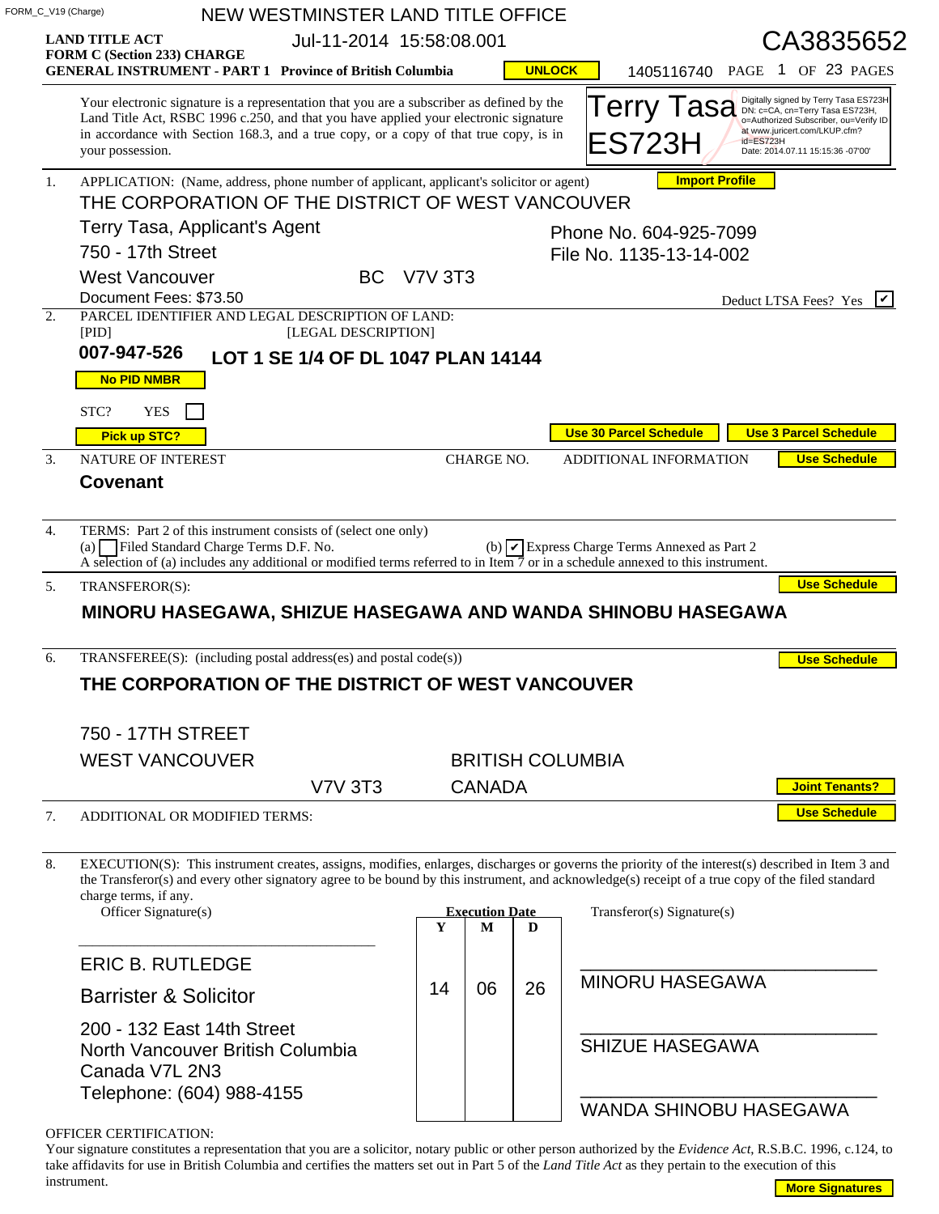FORM_C_V19 (Charge)

NEW WESTMINSTER LAND TITLE OFFICE

**LAND TITLE ACT**
**FORM C (Section 233) CHARGE**
**GENERAL INSTRUMENT - PART 1 Province of British Columbia**

Jul-11-2014 15:58:08.001

CA3835652

1405116740

Your electronic signature is a representation that you are a subscriber as defined by the Land Title Act, RSBC 1996 c.250, and that you have applied your electronic signature in accordance with Section 168.3, and a true copy, or a copy of that true copy, is in your possession.

Terry Tasa ES723H — Digitally signed by Terry Tasa ES723H DN: c=CA, cn=Terry Tasa ES723H, o=Authorized Subscriber, ou=Verify ID at www.juricert.com/LKUP.cfm?id=ES723H Date: 2014.07.11 15:15:36 -07'00'

1. APPLICATION: (Name, address, phone number of applicant, applicant's solicitor or agent)

THE CORPORATION OF THE DISTRICT OF WEST VANCOUVER
Terry Tasa, Applicant's Agent
750 - 17th Street
West Vancouver BC V7V 3T3

Phone No. 604-925-7099
File No. 1135-13-14-002

Document Fees: $73.50

Deduct LTSA Fees? Yes ☑

2. PARCEL IDENTIFIER AND LEGAL DESCRIPTION OF LAND:

| [PID] | [LEGAL DESCRIPTION] |
|---|---|
| **007-947-526** | **LOT 1 SE 1/4 OF DL 1047 PLAN 14144** |

STC? YES ☐

3. NATURE OF INTEREST | CHARGE NO. | ADDITIONAL INFORMATION

**Covenant**

4. TERMS: Part 2 of this instrument consists of (select one only)

(a) ☐ Filed Standard Charge Terms D.F. No.
(b) ☑ Express Charge Terms Annexed as Part 2

A selection of (a) includes any additional or modified terms referred to in Item 7 or in a schedule annexed to this instrument.

5. TRANSFEROR(S):

**MINORU HASEGAWA, SHIZUE HASEGAWA AND WANDA SHINOBU HASEGAWA**

6. TRANSFEREE(S): (including postal address(es) and postal code(s))

**THE CORPORATION OF THE DISTRICT OF WEST VANCOUVER**

750 - 17TH STREET
WEST VANCOUVER BRITISH COLUMBIA
V7V 3T3 CANADA

7. ADDITIONAL OR MODIFIED TERMS:

8. EXECUTION(S): This instrument creates, assigns, modifies, enlarges, discharges or governs the priority of the interest(s) described in Item 3 and the Transferor(s) and every other signatory agree to be bound by this instrument, and acknowledge(s) receipt of a true copy of the filed standard charge terms, if any.

| Officer Signature(s) | Execution Date Y | M | D | Transferor(s) Signature(s) |
|---|---|---|---|---|
| ERIC B. RUTLEDGE<br>Barrister & Solicitor<br>200 - 132 East 14th Street<br>North Vancouver British Columbia<br>Canada V7L 2N3<br>Telephone: (604) 988-4155 | 14 | 06 | 26 | MINORU HASEGAWA<br><br>SHIZUE HASEGAWA<br><br>WANDA SHINOBU HASEGAWA |

OFFICER CERTIFICATION:

Your signature constitutes a representation that you are a solicitor, notary public or other person authorized by the *Evidence Act*, R.S.B.C. 1996, c.124, to take affidavits for use in British Columbia and certifies the matters set out in Part 5 of the *Land Title Act* as they pertain to the execution of this instrument.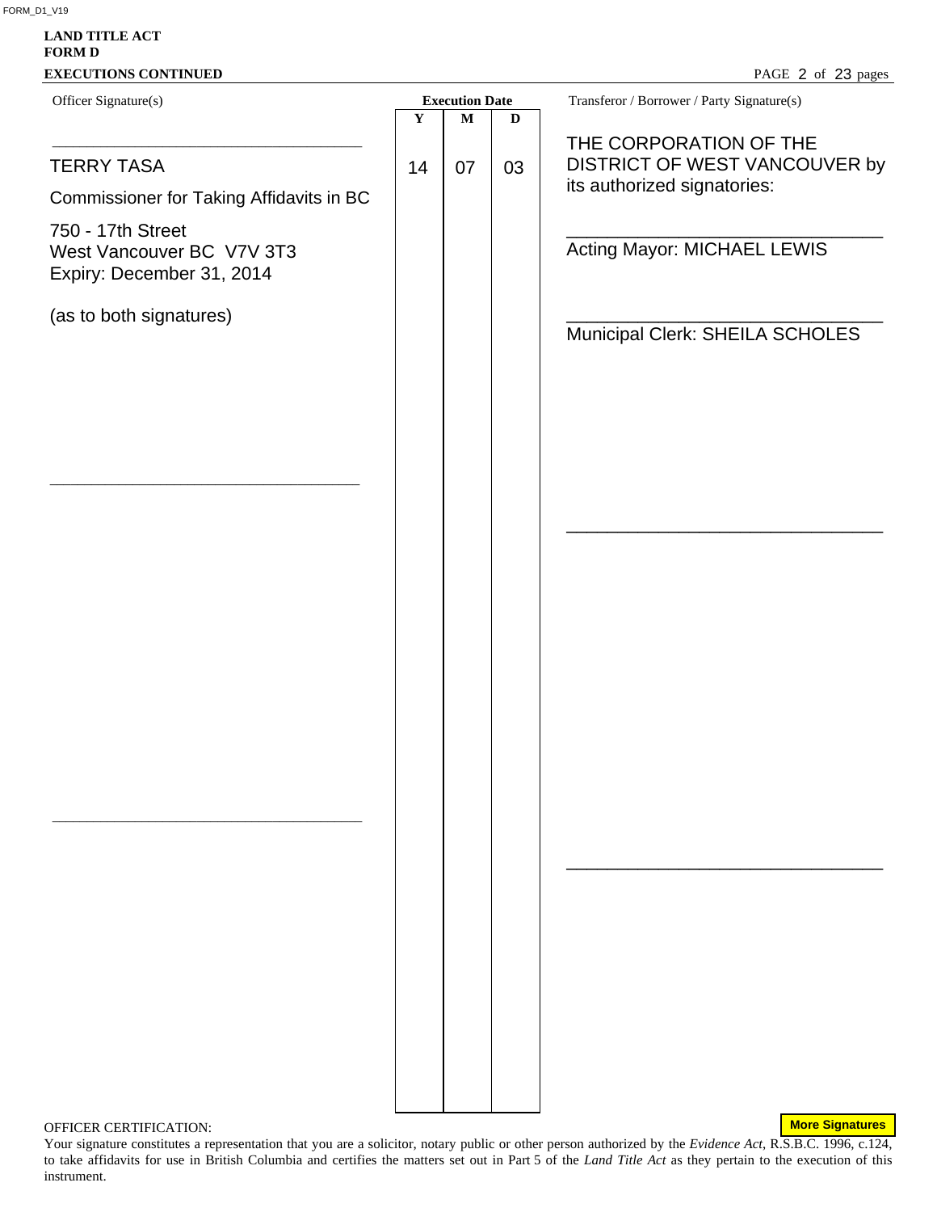FORM_D1_V19

**LAND TITLE ACT**
**FORM D**
**EXECUTIONS CONTINUED**

| Officer Signature(s) | Execution Date | | | Transferor / Borrower / Party Signature(s) |
|---|---|---|---|---|
| | Y | M | D | |
| TERRY TASA<br>Commissioner for Taking Affidavits in BC<br>750 - 17th Street<br>West Vancouver BC V7V 3T3<br>Expiry: December 31, 2014<br>(as to both signatures) | 14 | 07 | 03 | THE CORPORATION OF THE DISTRICT OF WEST VANCOUVER by its authorized signatories:<br>Acting Mayor: MICHAEL LEWIS<br>Municipal Clerk: SHEILA SCHOLES |
| | | | | |
| | | | | |

More Signatures

OFFICER CERTIFICATION:
Your signature constitutes a representation that you are a solicitor, notary public or other person authorized by the *Evidence Act*, R.S.B.C. 1996, c.124, to take affidavits for use in British Columbia and certifies the matters set out in Part 5 of the *Land Title Act* as they pertain to the execution of this instrument.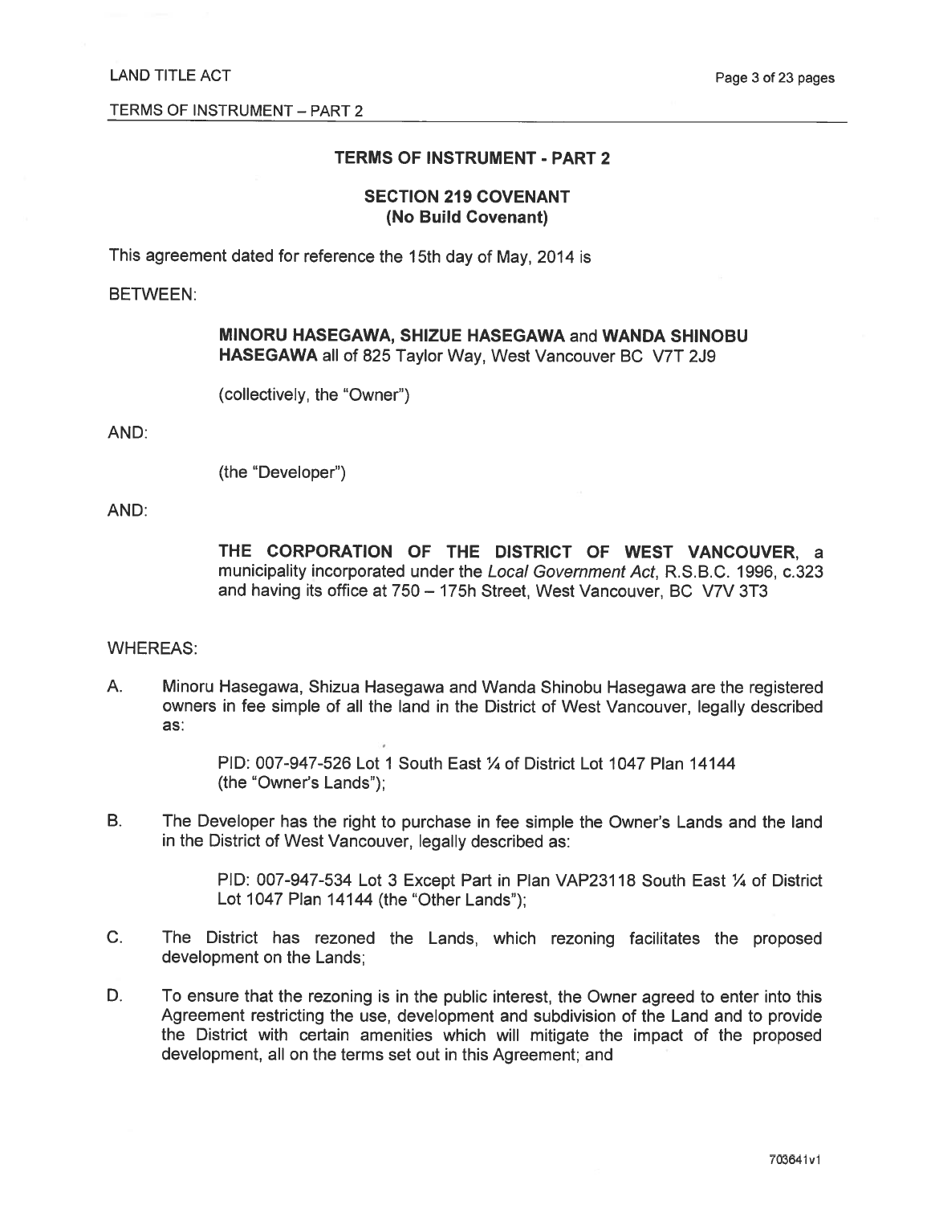## TERMS OF INSTRUMENT - PART 2

### SECTION 219 COVENANT
### (No Build Covenant)

This agreement dated for reference the 15th day of May, 2014 is

BETWEEN:

> **MINORU HASEGAWA, SHIZUE HASEGAWA** and **WANDA SHINOBU HASEGAWA** all of 825 Taylor Way, West Vancouver BC V7T 2J9
>
> (collectively, the "Owner")

AND:

> (the "Developer")

AND:

> **THE CORPORATION OF THE DISTRICT OF WEST VANCOUVER**, a municipality incorporated under the *Local Government Act*, R.S.B.C. 1996, c.323 and having its office at 750 – 175h Street, West Vancouver, BC V7V 3T3

WHEREAS:

A. Minoru Hasegawa, Shizua Hasegawa and Wanda Shinobu Hasegawa are the registered owners in fee simple of all the land in the District of West Vancouver, legally described as:

> PID: 007-947-526 Lot 1 South East ¼ of District Lot 1047 Plan 14144 (the "Owner's Lands");

B. The Developer has the right to purchase in fee simple the Owner's Lands and the land in the District of West Vancouver, legally described as:

> PID: 007-947-534 Lot 3 Except Part in Plan VAP23118 South East ¼ of District Lot 1047 Plan 14144 (the "Other Lands");

C. The District has rezoned the Lands, which rezoning facilitates the proposed development on the Lands;

D. To ensure that the rezoning is in the public interest, the Owner agreed to enter into this Agreement restricting the use, development and subdivision of the Land and to provide the District with certain amenities which will mitigate the impact of the proposed development, all on the terms set out in this Agreement; and

703641v1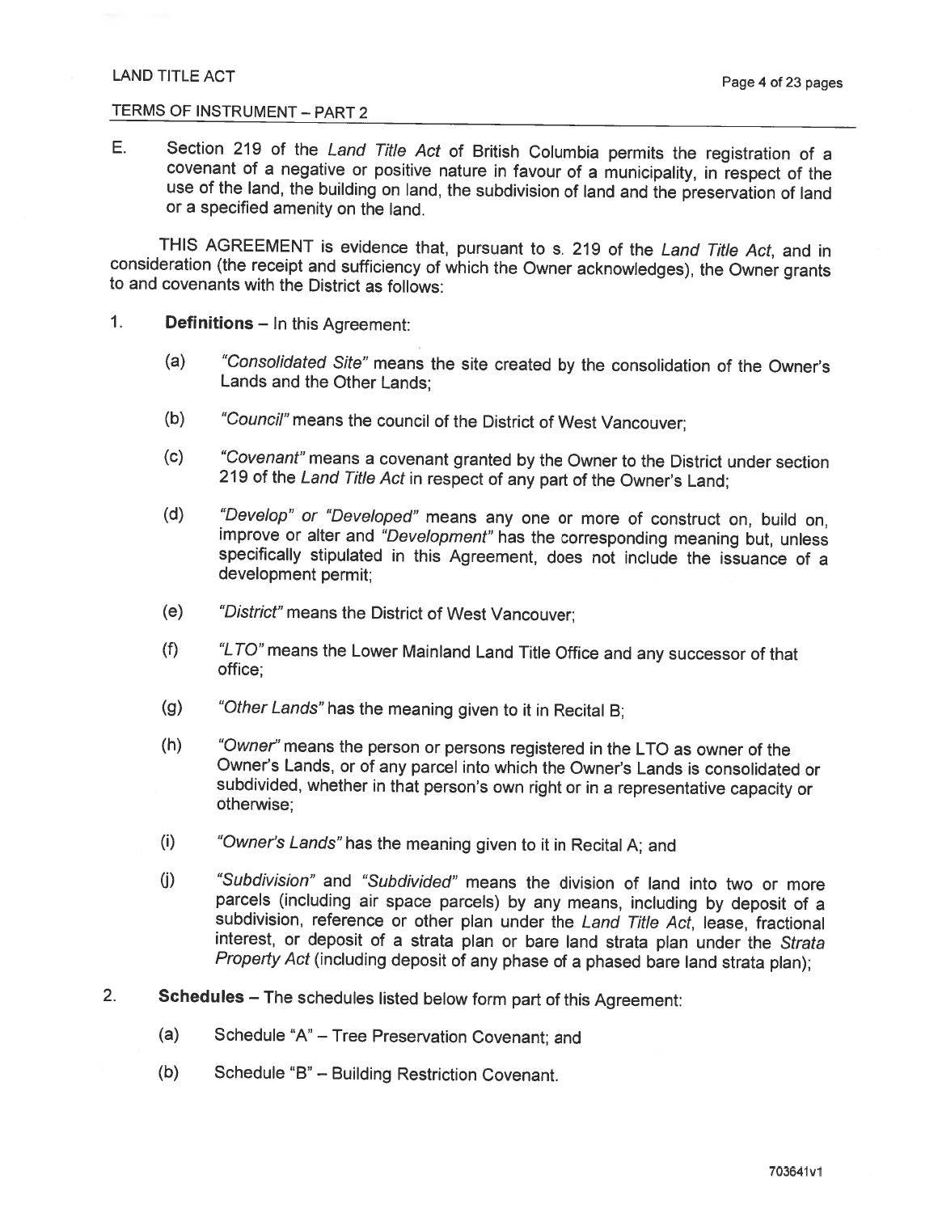E. Section 219 of the *Land Title Act* of British Columbia permits the registration of a covenant of a negative or positive nature in favour of a municipality, in respect of the use of the land, the building on land, the subdivision of land and the preservation of land or a specified amenity on the land.

THIS AGREEMENT is evidence that, pursuant to s. 219 of the *Land Title Act*, and in consideration (the receipt and sufficiency of which the Owner acknowledges), the Owner grants to and covenants with the District as follows:

1. **Definitions** – In this Agreement:

   (a) *"Consolidated Site"* means the site created by the consolidation of the Owner's Lands and the Other Lands;

   (b) *"Council"* means the council of the District of West Vancouver;

   (c) *"Covenant"* means a covenant granted by the Owner to the District under section 219 of the *Land Title Act* in respect of any part of the Owner's Land;

   (d) *"Develop" or "Developed"* means any one or more of construct on, build on, improve or alter and *"Development"* has the corresponding meaning but, unless specifically stipulated in this Agreement, does not include the issuance of a development permit;

   (e) *"District"* means the District of West Vancouver;

   (f) *"LTO"* means the Lower Mainland Land Title Office and any successor of that office;

   (g) *"Other Lands"* has the meaning given to it in Recital B;

   (h) *"Owner"* means the person or persons registered in the LTO as owner of the Owner's Lands, or of any parcel into which the Owner's Lands is consolidated or subdivided, whether in that person's own right or in a representative capacity or otherwise;

   (i) *"Owner's Lands"* has the meaning given to it in Recital A; and

   (j) *"Subdivision"* and *"Subdivided"* means the division of land into two or more parcels (including air space parcels) by any means, including by deposit of a subdivision, reference or other plan under the *Land Title Act*, lease, fractional interest, or deposit of a strata plan or bare land strata plan under the *Strata Property Act* (including deposit of any phase of a phased bare land strata plan);

2. **Schedules** – The schedules listed below form part of this Agreement:

   (a) Schedule "A" – Tree Preservation Covenant; and

   (b) Schedule "B" – Building Restriction Covenant.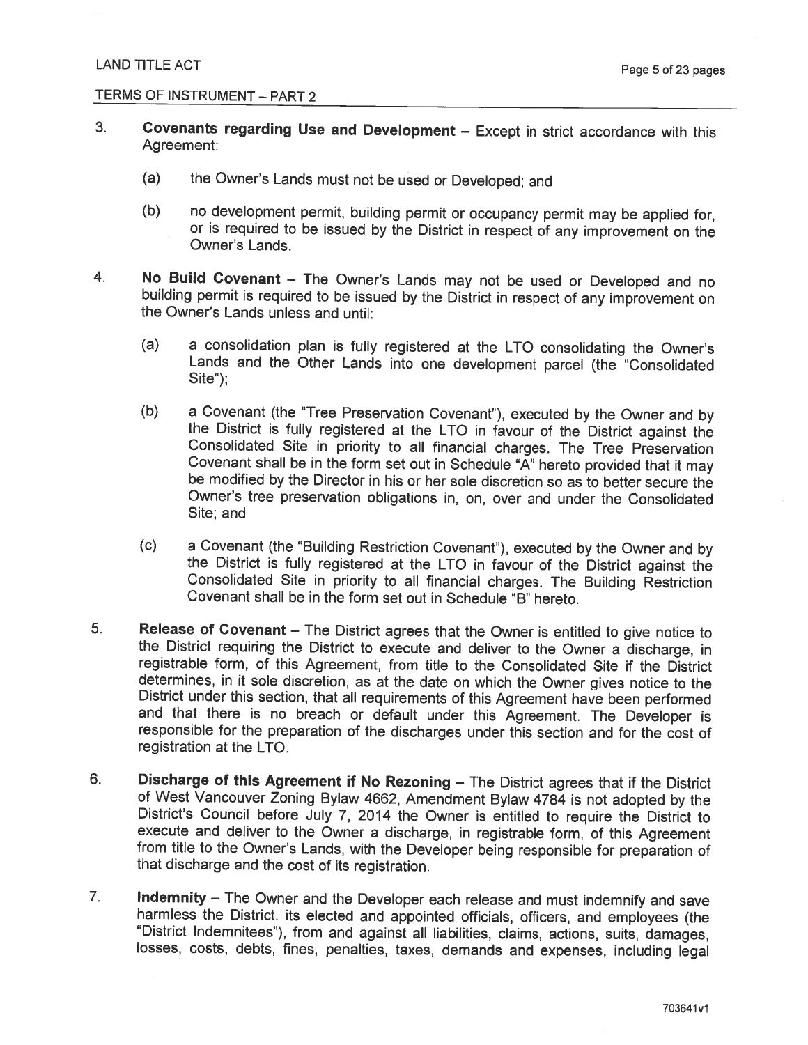LAND TITLE ACT

TERMS OF INSTRUMENT – PART 2

3. **Covenants regarding Use and Development** – Except in strict accordance with this Agreement:

   (a) the Owner's Lands must not be used or Developed; and

   (b) no development permit, building permit or occupancy permit may be applied for, or is required to be issued by the District in respect of any improvement on the Owner's Lands.

4. **No Build Covenant** – The Owner's Lands may not be used or Developed and no building permit is required to be issued by the District in respect of any improvement on the Owner's Lands unless and until:

   (a) a consolidation plan is fully registered at the LTO consolidating the Owner's Lands and the Other Lands into one development parcel (the "Consolidated Site");

   (b) a Covenant (the "Tree Preservation Covenant"), executed by the Owner and by the District is fully registered at the LTO in favour of the District against the Consolidated Site in priority to all financial charges. The Tree Preservation Covenant shall be in the form set out in Schedule "A" hereto provided that it may be modified by the Director in his or her sole discretion so as to better secure the Owner's tree preservation obligations in, on, over and under the Consolidated Site; and

   (c) a Covenant (the "Building Restriction Covenant"), executed by the Owner and by the District is fully registered at the LTO in favour of the District against the Consolidated Site in priority to all financial charges. The Building Restriction Covenant shall be in the form set out in Schedule "B" hereto.

5. **Release of Covenant** – The District agrees that the Owner is entitled to give notice to the District requiring the District to execute and deliver to the Owner a discharge, in registrable form, of this Agreement, from title to the Consolidated Site if the District determines, in it sole discretion, as at the date on which the Owner gives notice to the District under this section, that all requirements of this Agreement have been performed and that there is no breach or default under this Agreement. The Developer is responsible for the preparation of the discharges under this section and for the cost of registration at the LTO.

6. **Discharge of this Agreement if No Rezoning** – The District agrees that if the District of West Vancouver Zoning Bylaw 4662, Amendment Bylaw 4784 is not adopted by the District's Council before July 7, 2014 the Owner is entitled to require the District to execute and deliver to the Owner a discharge, in registrable form, of this Agreement from title to the Owner's Lands, with the Developer being responsible for preparation of that discharge and the cost of its registration.

7. **Indemnity** – The Owner and the Developer each release and must indemnify and save harmless the District, its elected and appointed officials, officers, and employees (the "District Indemnitees"), from and against all liabilities, claims, actions, suits, damages, losses, costs, debts, fines, penalties, taxes, demands and expenses, including legal

703641v1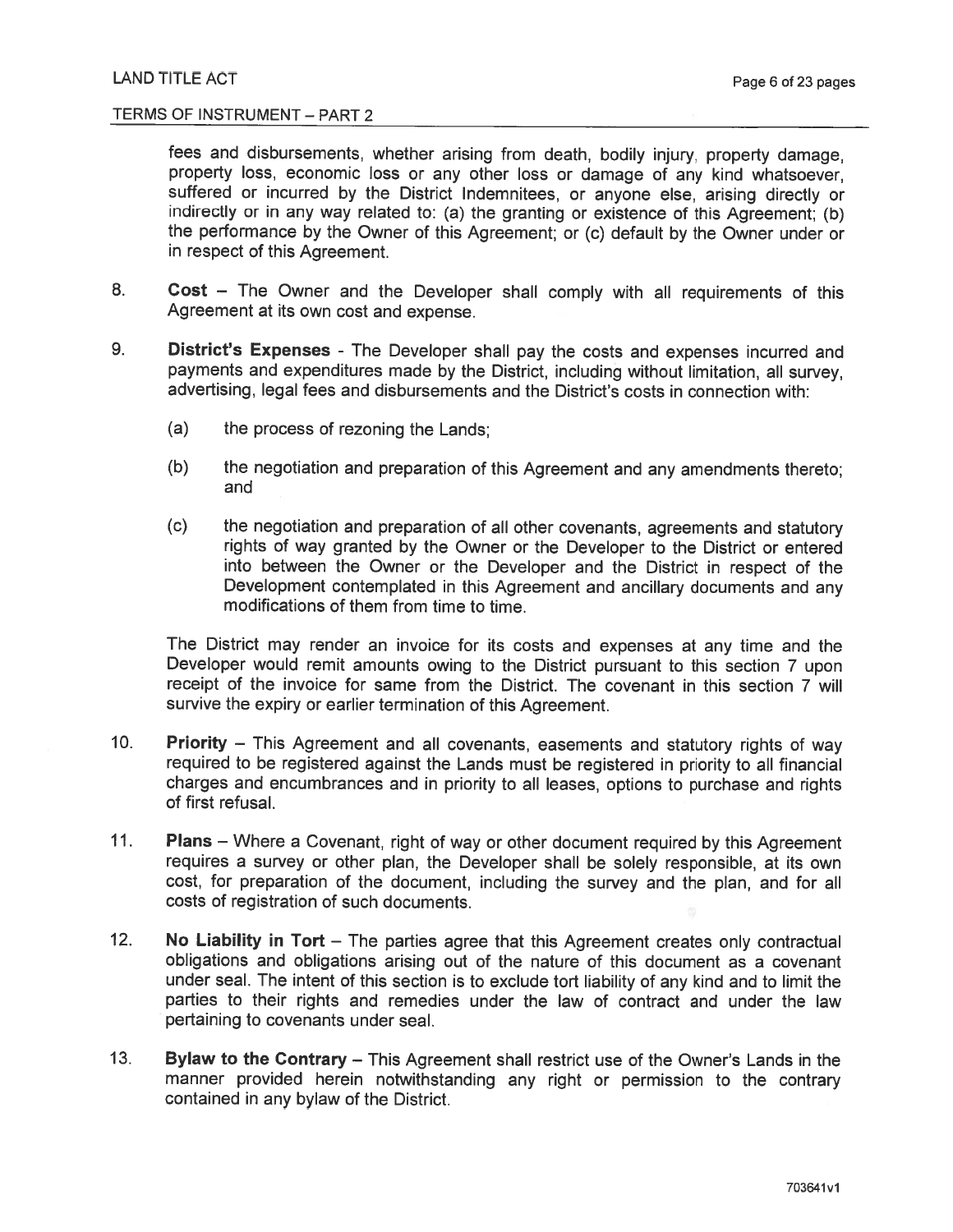fees and disbursements, whether arising from death, bodily injury, property damage, property loss, economic loss or any other loss or damage of any kind whatsoever, suffered or incurred by the District Indemnitees, or anyone else, arising directly or indirectly or in any way related to: (a) the granting or existence of this Agreement; (b) the performance by the Owner of this Agreement; or (c) default by the Owner under or in respect of this Agreement.

8. **Cost** – The Owner and the Developer shall comply with all requirements of this Agreement at its own cost and expense.

9. **District's Expenses** - The Developer shall pay the costs and expenses incurred and payments and expenditures made by the District, including without limitation, all survey, advertising, legal fees and disbursements and the District's costs in connection with:

   (a) the process of rezoning the Lands;

   (b) the negotiation and preparation of this Agreement and any amendments thereto; and

   (c) the negotiation and preparation of all other covenants, agreements and statutory rights of way granted by the Owner or the Developer to the District or entered into between the Owner or the Developer and the District in respect of the Development contemplated in this Agreement and ancillary documents and any modifications of them from time to time.

   The District may render an invoice for its costs and expenses at any time and the Developer would remit amounts owing to the District pursuant to this section 7 upon receipt of the invoice for same from the District. The covenant in this section 7 will survive the expiry or earlier termination of this Agreement.

10. **Priority** – This Agreement and all covenants, easements and statutory rights of way required to be registered against the Lands must be registered in priority to all financial charges and encumbrances and in priority to all leases, options to purchase and rights of first refusal.

11. **Plans** – Where a Covenant, right of way or other document required by this Agreement requires a survey or other plan, the Developer shall be solely responsible, at its own cost, for preparation of the document, including the survey and the plan, and for all costs of registration of such documents.

12. **No Liability in Tort** – The parties agree that this Agreement creates only contractual obligations and obligations arising out of the nature of this document as a covenant under seal. The intent of this section is to exclude tort liability of any kind and to limit the parties to their rights and remedies under the law of contract and under the law pertaining to covenants under seal.

13. **Bylaw to the Contrary** – This Agreement shall restrict use of the Owner's Lands in the manner provided herein notwithstanding any right or permission to the contrary contained in any bylaw of the District.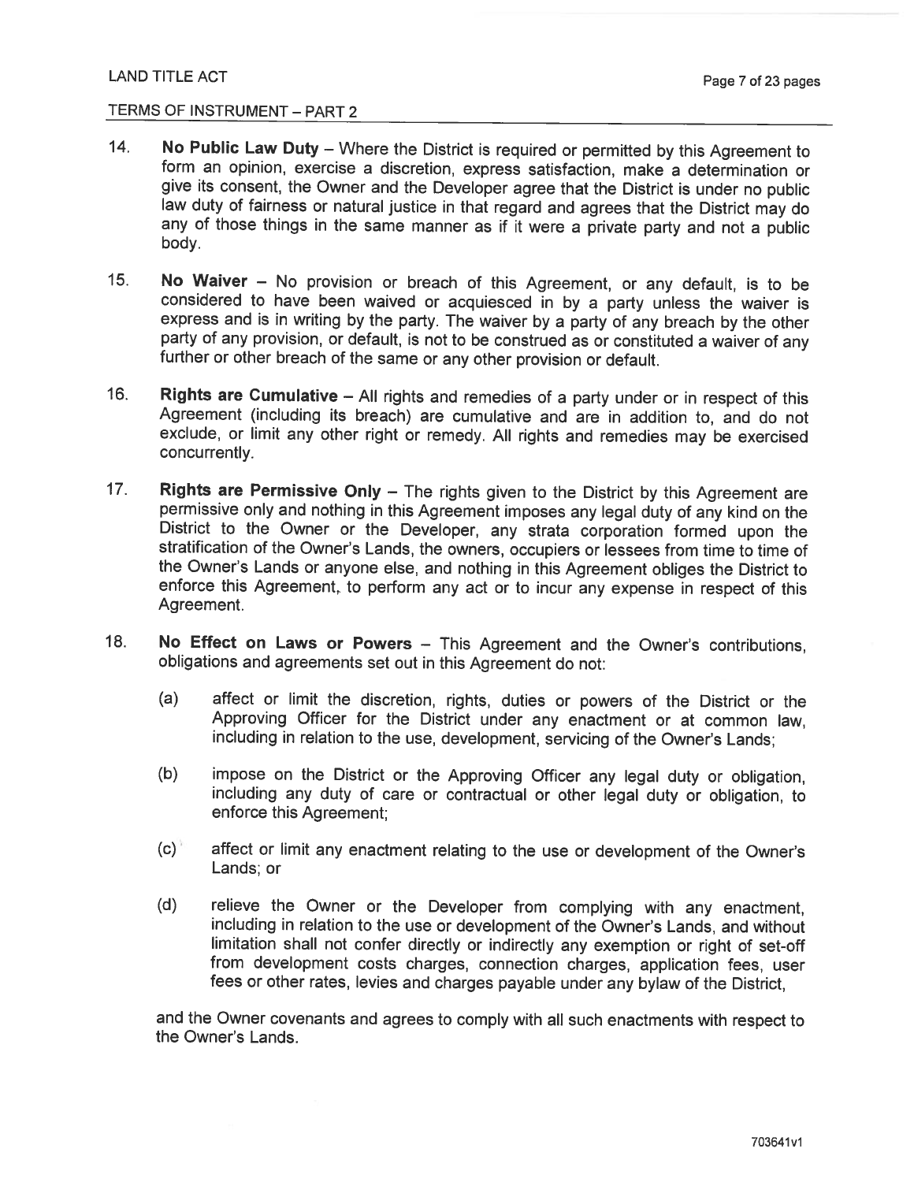LAND TITLE ACT

TERMS OF INSTRUMENT – PART 2

14. **No Public Law Duty** – Where the District is required or permitted by this Agreement to form an opinion, exercise a discretion, express satisfaction, make a determination or give its consent, the Owner and the Developer agree that the District is under no public law duty of fairness or natural justice in that regard and agrees that the District may do any of those things in the same manner as if it were a private party and not a public body.

15. **No Waiver** – No provision or breach of this Agreement, or any default, is to be considered to have been waived or acquiesced in by a party unless the waiver is express and is in writing by the party. The waiver by a party of any breach by the other party of any provision, or default, is not to be construed as or constituted a waiver of any further or other breach of the same or any other provision or default.

16. **Rights are Cumulative** – All rights and remedies of a party under or in respect of this Agreement (including its breach) are cumulative and are in addition to, and do not exclude, or limit any other right or remedy. All rights and remedies may be exercised concurrently.

17. **Rights are Permissive Only** – The rights given to the District by this Agreement are permissive only and nothing in this Agreement imposes any legal duty of any kind on the District to the Owner or the Developer, any strata corporation formed upon the stratification of the Owner's Lands, the owners, occupiers or lessees from time to time of the Owner's Lands or anyone else, and nothing in this Agreement obliges the District to enforce this Agreement, to perform any act or to incur any expense in respect of this Agreement.

18. **No Effect on Laws or Powers** – This Agreement and the Owner's contributions, obligations and agreements set out in this Agreement do not:

    (a) affect or limit the discretion, rights, duties or powers of the District or the Approving Officer for the District under any enactment or at common law, including in relation to the use, development, servicing of the Owner's Lands;

    (b) impose on the District or the Approving Officer any legal duty or obligation, including any duty of care or contractual or other legal duty or obligation, to enforce this Agreement;

    (c) affect or limit any enactment relating to the use or development of the Owner's Lands; or

    (d) relieve the Owner or the Developer from complying with any enactment, including in relation to the use or development of the Owner's Lands, and without limitation shall not confer directly or indirectly any exemption or right of set-off from development costs charges, connection charges, application fees, user fees or other rates, levies and charges payable under any bylaw of the District,

    and the Owner covenants and agrees to comply with all such enactments with respect to the Owner's Lands.

703641v1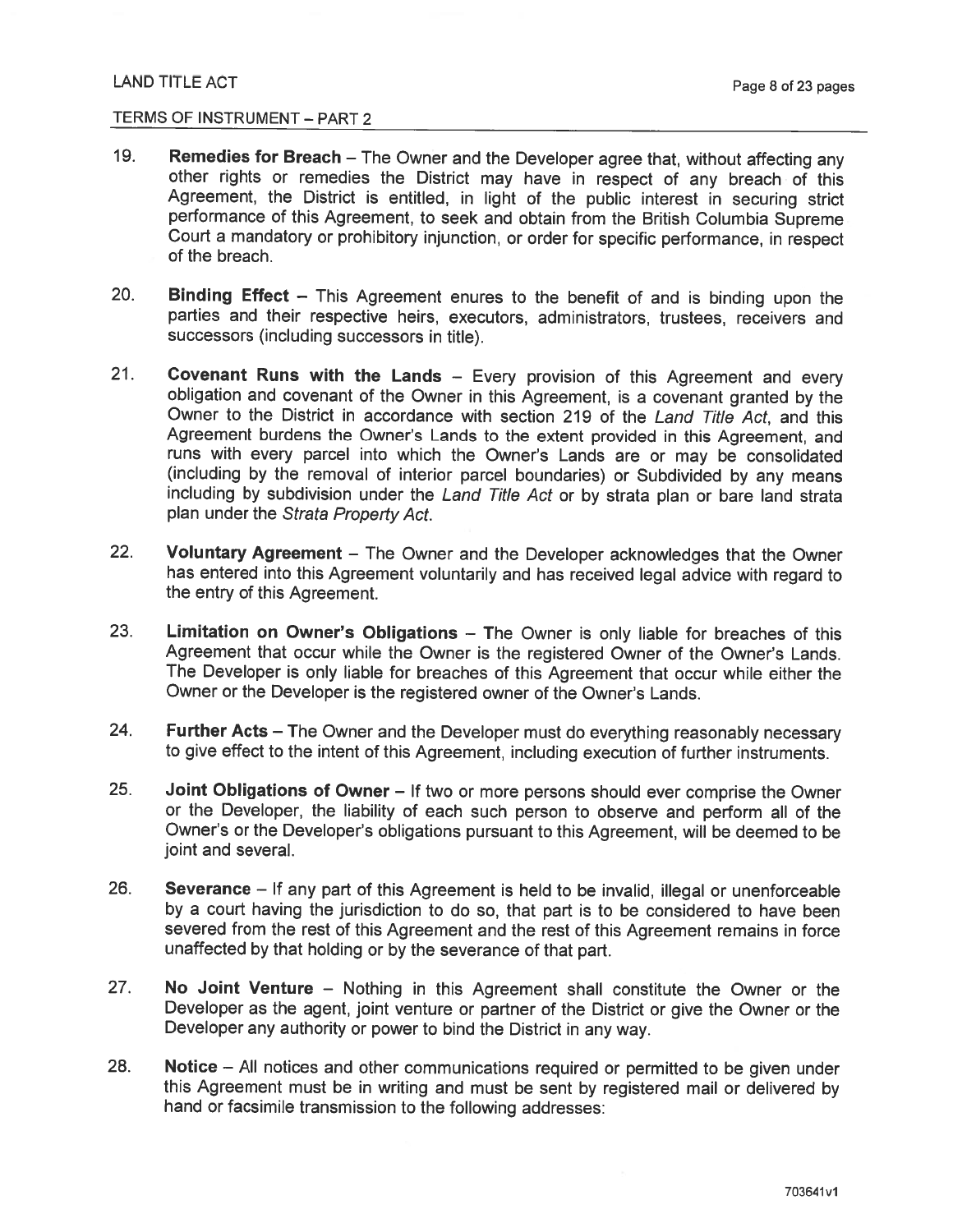LAND TITLE ACT

TERMS OF INSTRUMENT – PART 2

19. **Remedies for Breach** – The Owner and the Developer agree that, without affecting any other rights or remedies the District may have in respect of any breach of this Agreement, the District is entitled, in light of the public interest in securing strict performance of this Agreement, to seek and obtain from the British Columbia Supreme Court a mandatory or prohibitory injunction, or order for specific performance, in respect of the breach.

20. **Binding Effect** – This Agreement enures to the benefit of and is binding upon the parties and their respective heirs, executors, administrators, trustees, receivers and successors (including successors in title).

21. **Covenant Runs with the Lands** – Every provision of this Agreement and every obligation and covenant of the Owner in this Agreement, is a covenant granted by the Owner to the District in accordance with section 219 of the *Land Title Act*, and this Agreement burdens the Owner's Lands to the extent provided in this Agreement, and runs with every parcel into which the Owner's Lands are or may be consolidated (including by the removal of interior parcel boundaries) or Subdivided by any means including by subdivision under the *Land Title Act* or by strata plan or bare land strata plan under the *Strata Property Act*.

22. **Voluntary Agreement** – The Owner and the Developer acknowledges that the Owner has entered into this Agreement voluntarily and has received legal advice with regard to the entry of this Agreement.

23. **Limitation on Owner's Obligations** – The Owner is only liable for breaches of this Agreement that occur while the Owner is the registered Owner of the Owner's Lands. The Developer is only liable for breaches of this Agreement that occur while either the Owner or the Developer is the registered owner of the Owner's Lands.

24. **Further Acts** – The Owner and the Developer must do everything reasonably necessary to give effect to the intent of this Agreement, including execution of further instruments.

25. **Joint Obligations of Owner** – If two or more persons should ever comprise the Owner or the Developer, the liability of each such person to observe and perform all of the Owner's or the Developer's obligations pursuant to this Agreement, will be deemed to be joint and several.

26. **Severance** – If any part of this Agreement is held to be invalid, illegal or unenforceable by a court having the jurisdiction to do so, that part is to be considered to have been severed from the rest of this Agreement and the rest of this Agreement remains in force unaffected by that holding or by the severance of that part.

27. **No Joint Venture** – Nothing in this Agreement shall constitute the Owner or the Developer as the agent, joint venture or partner of the District or give the Owner or the Developer any authority or power to bind the District in any way.

28. **Notice** – All notices and other communications required or permitted to be given under this Agreement must be in writing and must be sent by registered mail or delivered by hand or facsimile transmission to the following addresses:

703641v1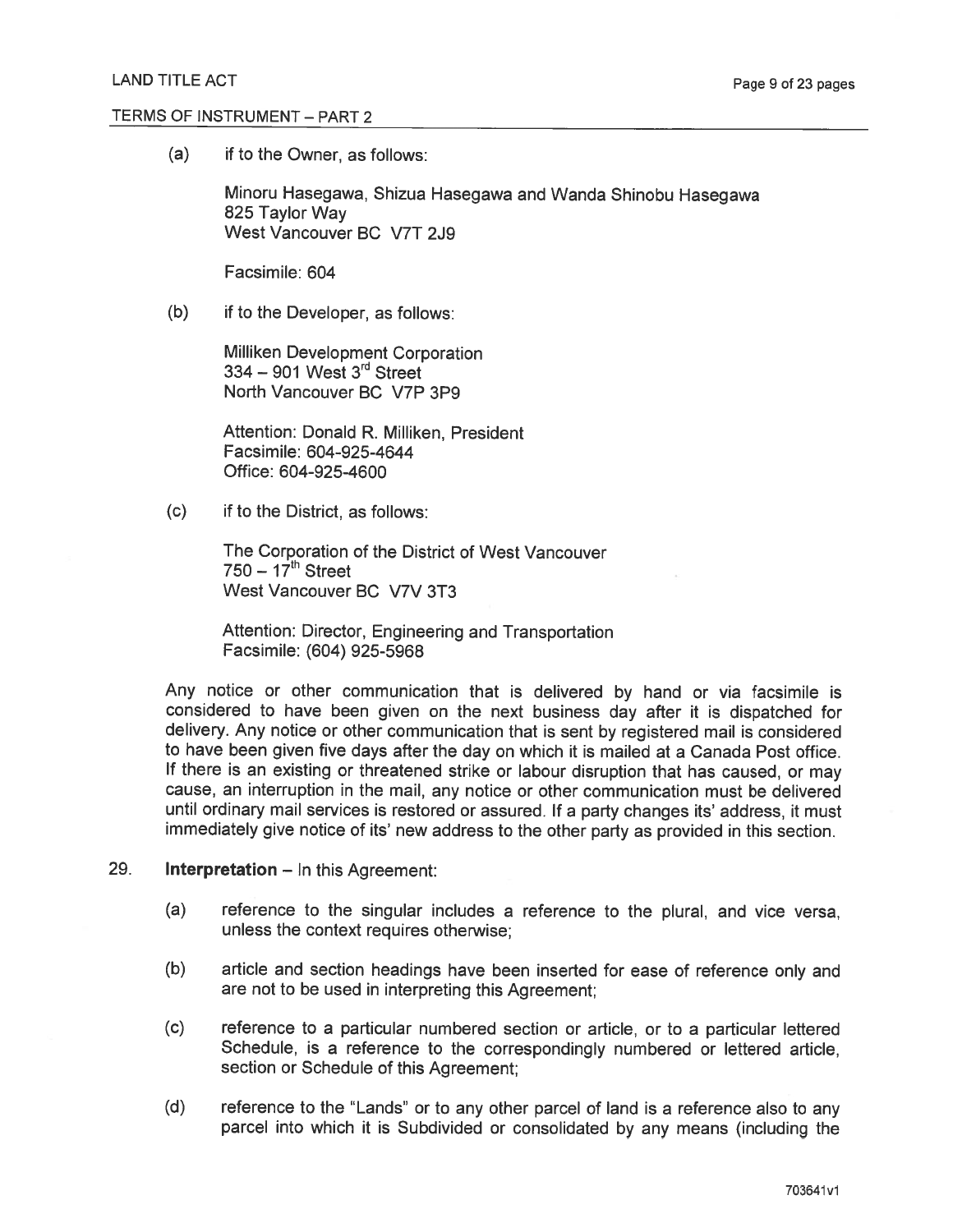(a) if to the Owner, as follows:

Minoru Hasegawa, Shizua Hasegawa and Wanda Shinobu Hasegawa
825 Taylor Way
West Vancouver BC V7T 2J9

Facsimile: 604

(b) if to the Developer, as follows:

Milliken Development Corporation
334 – 901 West 3rd Street
North Vancouver BC V7P 3P9

Attention: Donald R. Milliken, President
Facsimile: 604-925-4644
Office: 604-925-4600

(c) if to the District, as follows:

The Corporation of the District of West Vancouver
750 – 17th Street
West Vancouver BC V7V 3T3

Attention: Director, Engineering and Transportation
Facsimile: (604) 925-5968

Any notice or other communication that is delivered by hand or via facsimile is considered to have been given on the next business day after it is dispatched for delivery. Any notice or other communication that is sent by registered mail is considered to have been given five days after the day on which it is mailed at a Canada Post office. If there is an existing or threatened strike or labour disruption that has caused, or may cause, an interruption in the mail, any notice or other communication must be delivered until ordinary mail services is restored or assured. If a party changes its' address, it must immediately give notice of its' new address to the other party as provided in this section.

29. **Interpretation** – In this Agreement:

(a) reference to the singular includes a reference to the plural, and vice versa, unless the context requires otherwise;

(b) article and section headings have been inserted for ease of reference only and are not to be used in interpreting this Agreement;

(c) reference to a particular numbered section or article, or to a particular lettered Schedule, is a reference to the correspondingly numbered or lettered article, section or Schedule of this Agreement;

(d) reference to the "Lands" or to any other parcel of land is a reference also to any parcel into which it is Subdivided or consolidated by any means (including the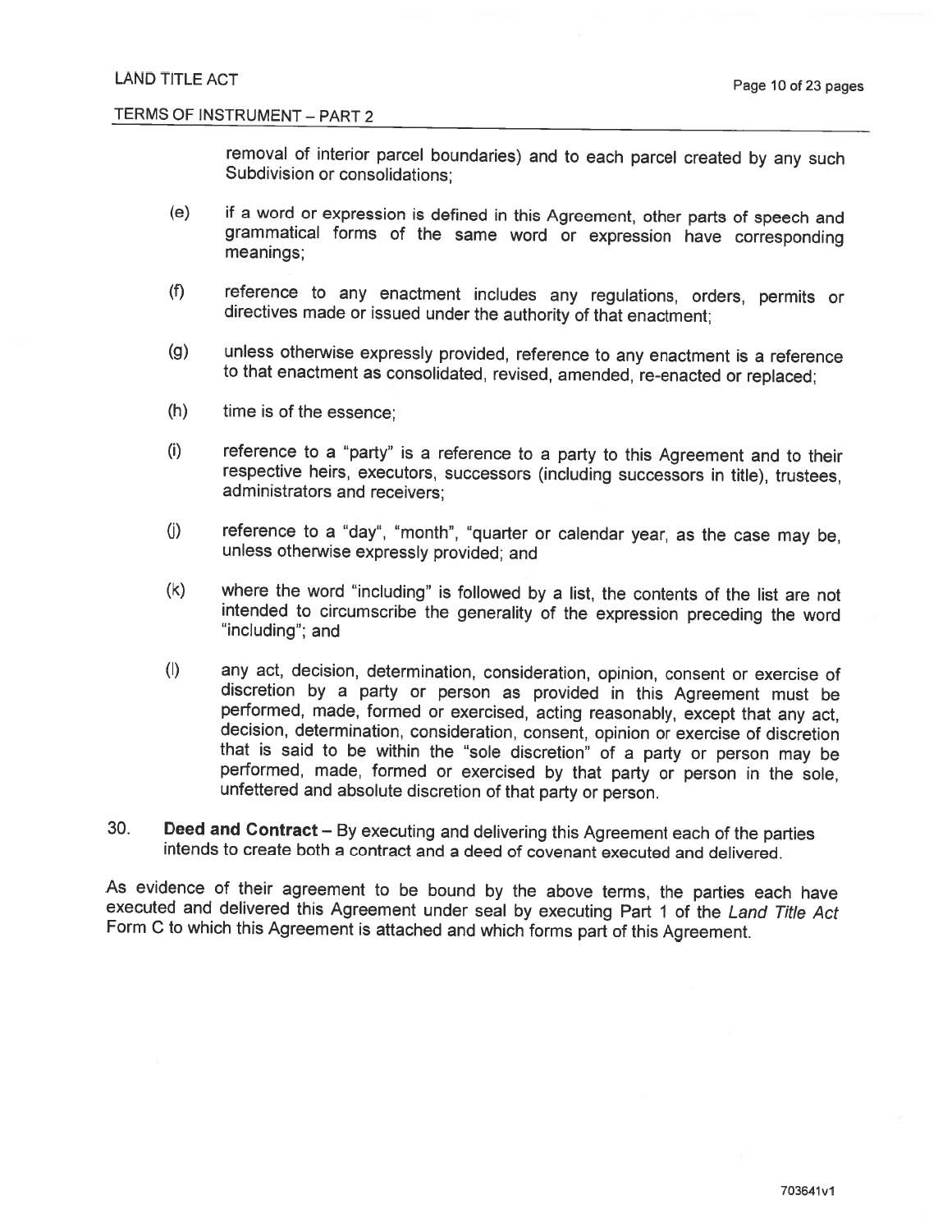removal of interior parcel boundaries) and to each parcel created by any such Subdivision or consolidations;

(e) if a word or expression is defined in this Agreement, other parts of speech and grammatical forms of the same word or expression have corresponding meanings;

(f) reference to any enactment includes any regulations, orders, permits or directives made or issued under the authority of that enactment;

(g) unless otherwise expressly provided, reference to any enactment is a reference to that enactment as consolidated, revised, amended, re-enacted or replaced;

(h) time is of the essence;

(i) reference to a "party" is a reference to a party to this Agreement and to their respective heirs, executors, successors (including successors in title), trustees, administrators and receivers;

(j) reference to a "day", "month", "quarter or calendar year, as the case may be, unless otherwise expressly provided; and

(k) where the word "including" is followed by a list, the contents of the list are not intended to circumscribe the generality of the expression preceding the word "including"; and

(l) any act, decision, determination, consideration, opinion, consent or exercise of discretion by a party or person as provided in this Agreement must be performed, made, formed or exercised, acting reasonably, except that any act, decision, determination, consideration, consent, opinion or exercise of discretion that is said to be within the "sole discretion" of a party or person may be performed, made, formed or exercised by that party or person in the sole, unfettered and absolute discretion of that party or person.

30. **Deed and Contract** – By executing and delivering this Agreement each of the parties intends to create both a contract and a deed of covenant executed and delivered.

As evidence of their agreement to be bound by the above terms, the parties each have executed and delivered this Agreement under seal by executing Part 1 of the *Land Title Act* Form C to which this Agreement is attached and which forms part of this Agreement.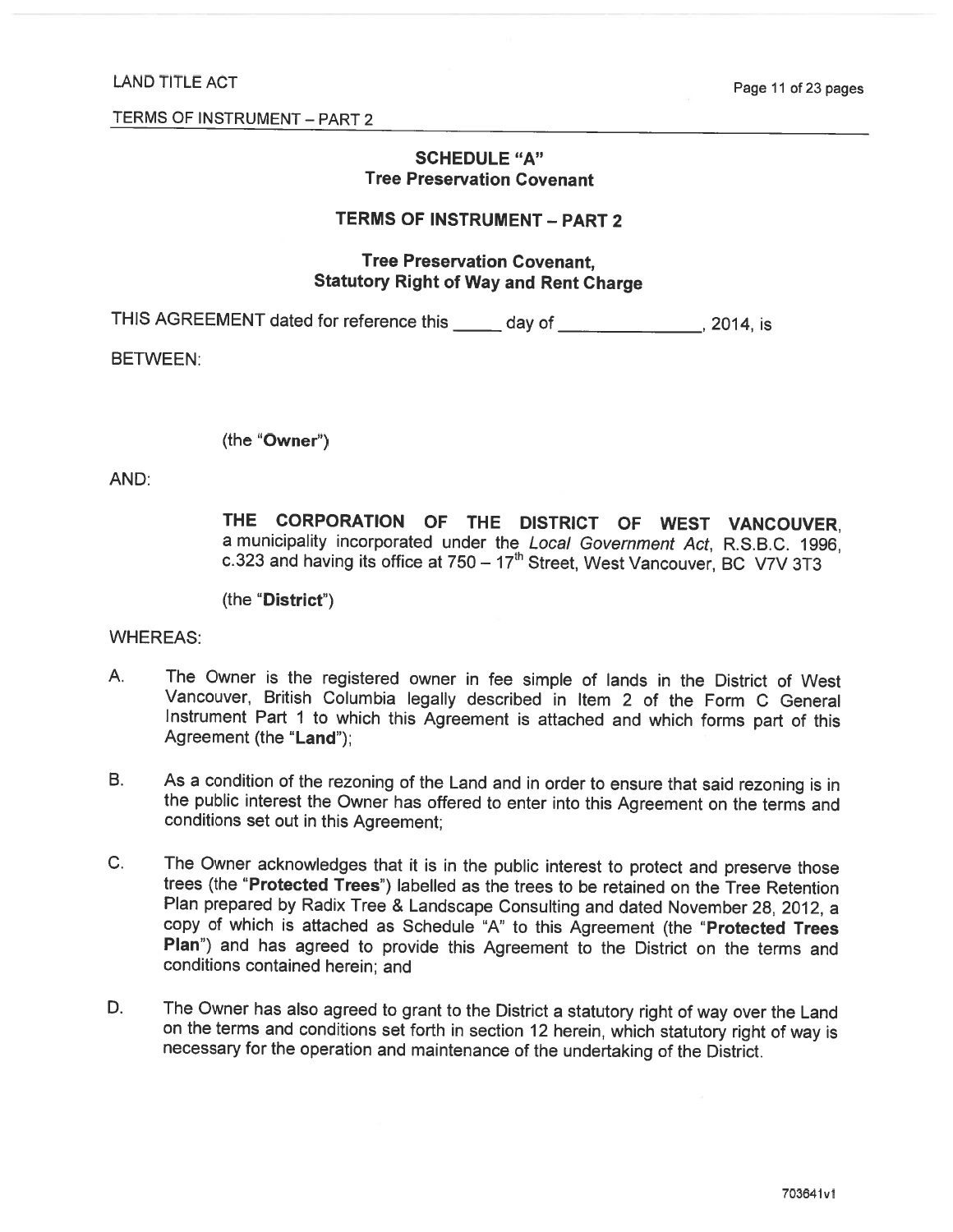## SCHEDULE "A"
### Tree Preservation Covenant

### TERMS OF INSTRUMENT – PART 2

### Tree Preservation Covenant, Statutory Right of Way and Rent Charge

THIS AGREEMENT dated for reference this _____ day of _______________, 2014, is

BETWEEN:

(the "**Owner**")

AND:

**THE CORPORATION OF THE DISTRICT OF WEST VANCOUVER**, a municipality incorporated under the *Local Government Act*, R.S.B.C. 1996, c.323 and having its office at 750 – 17th Street, West Vancouver, BC V7V 3T3

(the "**District**")

WHEREAS:

A. The Owner is the registered owner in fee simple of lands in the District of West Vancouver, British Columbia legally described in Item 2 of the Form C General Instrument Part 1 to which this Agreement is attached and which forms part of this Agreement (the "**Land**");

B. As a condition of the rezoning of the Land and in order to ensure that said rezoning is in the public interest the Owner has offered to enter into this Agreement on the terms and conditions set out in this Agreement;

C. The Owner acknowledges that it is in the public interest to protect and preserve those trees (the "**Protected Trees**") labelled as the trees to be retained on the Tree Retention Plan prepared by Radix Tree & Landscape Consulting and dated November 28, 2012, a copy of which is attached as Schedule "A" to this Agreement (the "**Protected Trees Plan**") and has agreed to provide this Agreement to the District on the terms and conditions contained herein; and

D. The Owner has also agreed to grant to the District a statutory right of way over the Land on the terms and conditions set forth in section 12 herein, which statutory right of way is necessary for the operation and maintenance of the undertaking of the District.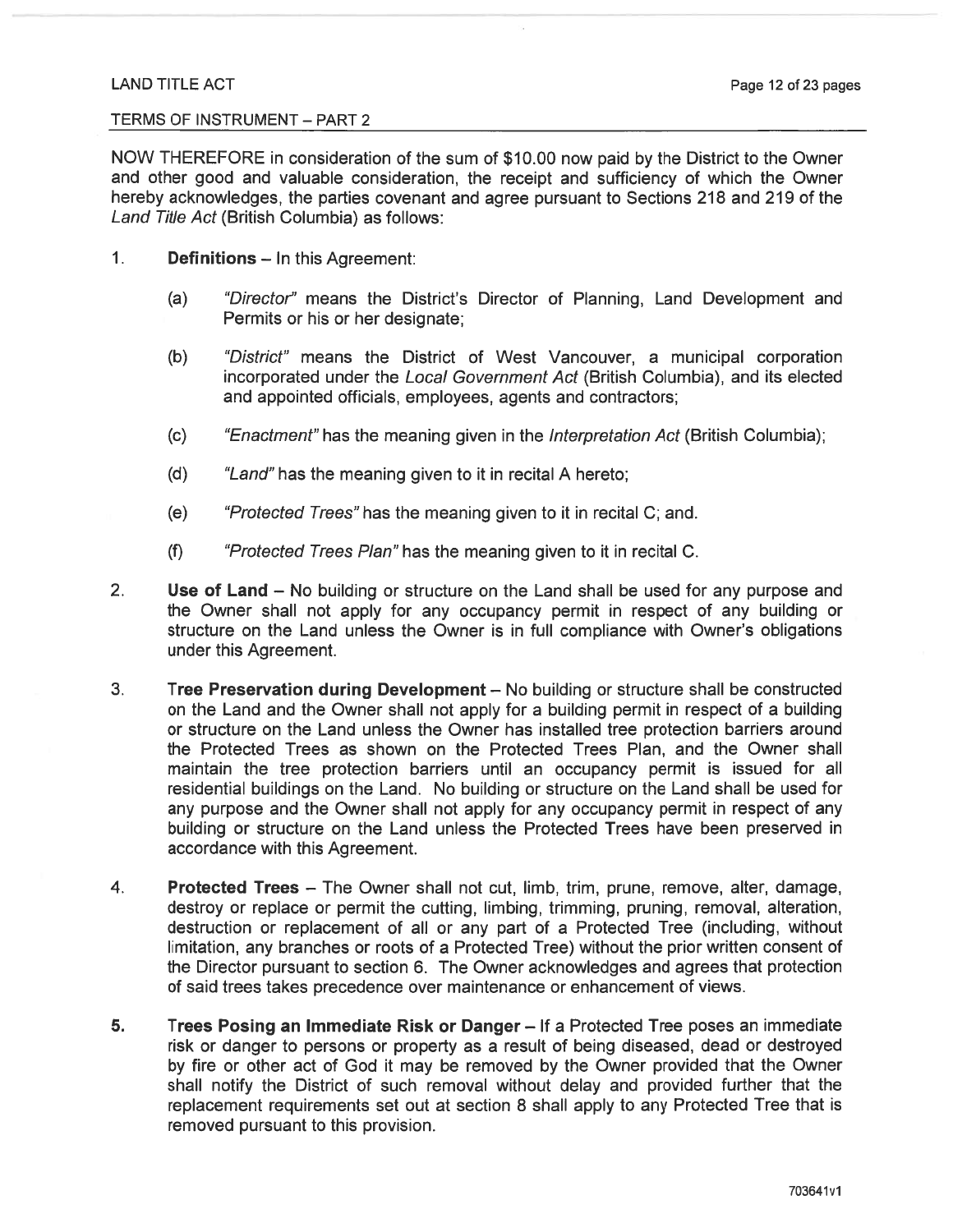LAND TITLE ACT

TERMS OF INSTRUMENT – PART 2

NOW THEREFORE in consideration of the sum of $10.00 now paid by the District to the Owner and other good and valuable consideration, the receipt and sufficiency of which the Owner hereby acknowledges, the parties covenant and agree pursuant to Sections 218 and 219 of the *Land Title Act* (British Columbia) as follows:

1. **Definitions** – In this Agreement:

   (a) *"Director"* means the District's Director of Planning, Land Development and Permits or his or her designate;

   (b) *"District"* means the District of West Vancouver, a municipal corporation incorporated under the *Local Government Act* (British Columbia), and its elected and appointed officials, employees, agents and contractors;

   (c) *"Enactment"* has the meaning given in the *Interpretation Act* (British Columbia);

   (d) *"Land"* has the meaning given to it in recital A hereto;

   (e) *"Protected Trees"* has the meaning given to it in recital C; and.

   (f) *"Protected Trees Plan"* has the meaning given to it in recital C.

2. **Use of Land** – No building or structure on the Land shall be used for any purpose and the Owner shall not apply for any occupancy permit in respect of any building or structure on the Land unless the Owner is in full compliance with Owner's obligations under this Agreement.

3. **Tree Preservation during Development** – No building or structure shall be constructed on the Land and the Owner shall not apply for a building permit in respect of a building or structure on the Land unless the Owner has installed tree protection barriers around the Protected Trees as shown on the Protected Trees Plan, and the Owner shall maintain the tree protection barriers until an occupancy permit is issued for all residential buildings on the Land. No building or structure on the Land shall be used for any purpose and the Owner shall not apply for any occupancy permit in respect of any building or structure on the Land unless the Protected Trees have been preserved in accordance with this Agreement.

4. **Protected Trees** – The Owner shall not cut, limb, trim, prune, remove, alter, damage, destroy or replace or permit the cutting, limbing, trimming, pruning, removal, alteration, destruction or replacement of all or any part of a Protected Tree (including, without limitation, any branches or roots of a Protected Tree) without the prior written consent of the Director pursuant to section 6. The Owner acknowledges and agrees that protection of said trees takes precedence over maintenance or enhancement of views.

5. **Trees Posing an Immediate Risk or Danger** – If a Protected Tree poses an immediate risk or danger to persons or property as a result of being diseased, dead or destroyed by fire or other act of God it may be removed by the Owner provided that the Owner shall notify the District of such removal without delay and provided further that the replacement requirements set out at section 8 shall apply to any Protected Tree that is removed pursuant to this provision.

703641v1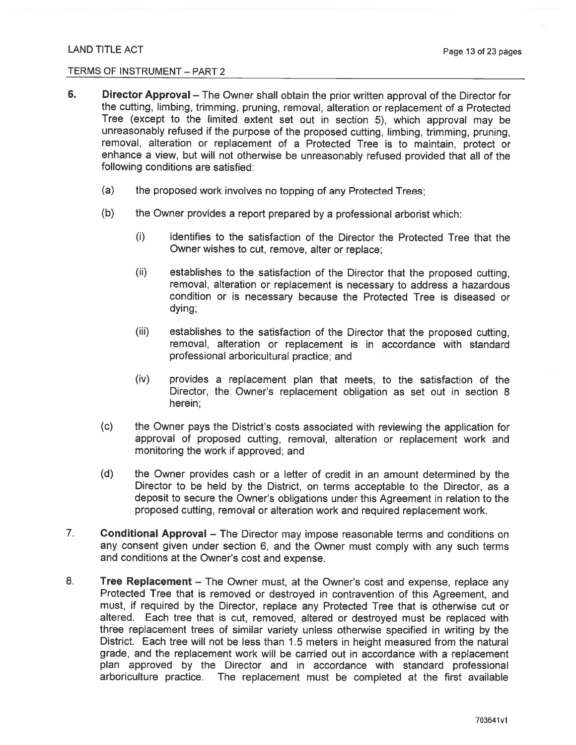6. **Director Approval** – The Owner shall obtain the prior written approval of the Director for the cutting, limbing, trimming, pruning, removal, alteration or replacement of a Protected Tree (except to the limited extent set out in section 5), which approval may be unreasonably refused if the purpose of the proposed cutting, limbing, trimming, pruning, removal, alteration or replacement of a Protected Tree is to maintain, protect or enhance a view, but will not otherwise be unreasonably refused provided that all of the following conditions are satisfied:

   (a) the proposed work involves no topping of any Protected Trees;

   (b) the Owner provides a report prepared by a professional arborist which:

      (i) identifies to the satisfaction of the Director the Protected Tree that the Owner wishes to cut, remove, alter or replace;

      (ii) establishes to the satisfaction of the Director that the proposed cutting, removal, alteration or replacement is necessary to address a hazardous condition or is necessary because the Protected Tree is diseased or dying;

      (iii) establishes to the satisfaction of the Director that the proposed cutting, removal, alteration or replacement is in accordance with standard professional arboricultural practice; and

      (iv) provides a replacement plan that meets, to the satisfaction of the Director, the Owner's replacement obligation as set out in section 8 herein;

   (c) the Owner pays the District's costs associated with reviewing the application for approval of proposed cutting, removal, alteration or replacement work and monitoring the work if approved; and

   (d) the Owner provides cash or a letter of credit in an amount determined by the Director to be held by the District, on terms acceptable to the Director, as a deposit to secure the Owner's obligations under this Agreement in relation to the proposed cutting, removal or alteration work and required replacement work.

7. **Conditional Approval** – The Director may impose reasonable terms and conditions on any consent given under section 6, and the Owner must comply with any such terms and conditions at the Owner's cost and expense.

8. **Tree Replacement** – The Owner must, at the Owner's cost and expense, replace any Protected Tree that is removed or destroyed in contravention of this Agreement, and must, if required by the Director, replace any Protected Tree that is otherwise cut or altered. Each tree that is cut, removed, altered or destroyed must be replaced with three replacement trees of similar variety unless otherwise specified in writing by the District. Each tree will not be less than 1.5 meters in height measured from the natural grade, and the replacement work will be carried out in accordance with a replacement plan approved by the Director and in accordance with standard professional arboriculture practice. The replacement must be completed at the first available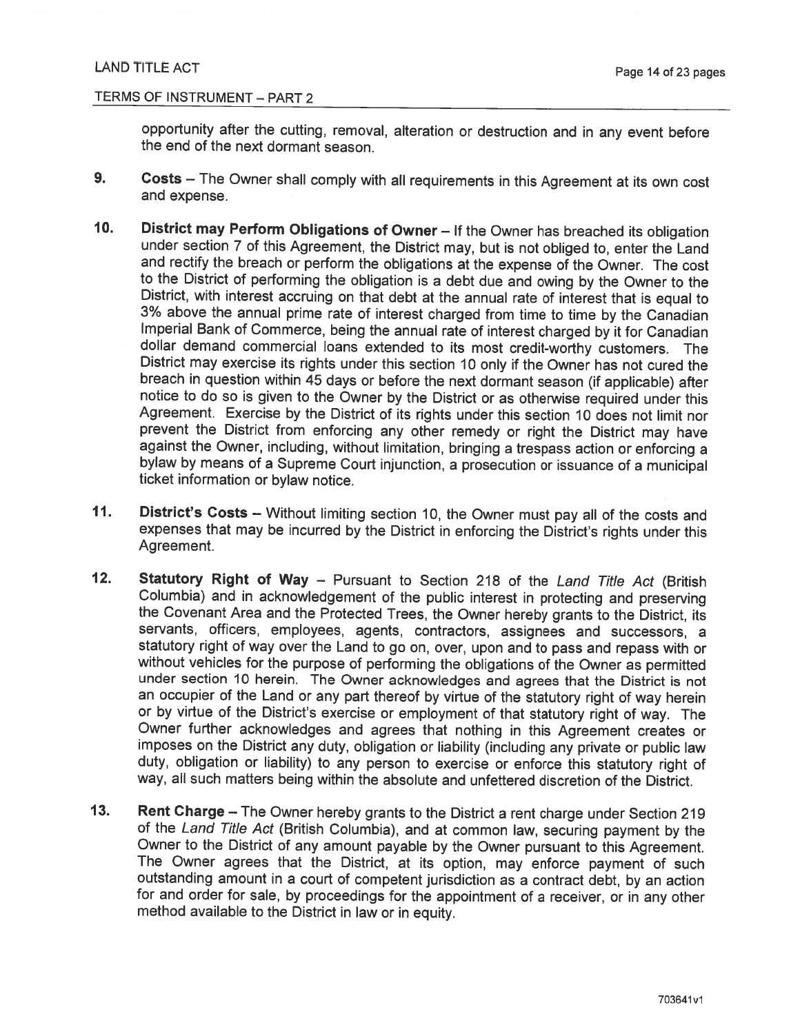opportunity after the cutting, removal, alteration or destruction and in any event before the end of the next dormant season.

9. **Costs** – The Owner shall comply with all requirements in this Agreement at its own cost and expense.

10. **District may Perform Obligations of Owner** – If the Owner has breached its obligation under section 7 of this Agreement, the District may, but is not obliged to, enter the Land and rectify the breach or perform the obligations at the expense of the Owner. The cost to the District of performing the obligation is a debt due and owing by the Owner to the District, with interest accruing on that debt at the annual rate of interest that is equal to 3% above the annual prime rate of interest charged from time to time by the Canadian Imperial Bank of Commerce, being the annual rate of interest charged by it for Canadian dollar demand commercial loans extended to its most credit-worthy customers. The District may exercise its rights under this section 10 only if the Owner has not cured the breach in question within 45 days or before the next dormant season (if applicable) after notice to do so is given to the Owner by the District or as otherwise required under this Agreement. Exercise by the District of its rights under this section 10 does not limit nor prevent the District from enforcing any other remedy or right the District may have against the Owner, including, without limitation, bringing a trespass action or enforcing a bylaw by means of a Supreme Court injunction, a prosecution or issuance of a municipal ticket information or bylaw notice.

11. **District's Costs** – Without limiting section 10, the Owner must pay all of the costs and expenses that may be incurred by the District in enforcing the District's rights under this Agreement.

12. **Statutory Right of Way** – Pursuant to Section 218 of the *Land Title Act* (British Columbia) and in acknowledgement of the public interest in protecting and preserving the Covenant Area and the Protected Trees, the Owner hereby grants to the District, its servants, officers, employees, agents, contractors, assignees and successors, a statutory right of way over the Land to go on, over, upon and to pass and repass with or without vehicles for the purpose of performing the obligations of the Owner as permitted under section 10 herein. The Owner acknowledges and agrees that the District is not an occupier of the Land or any part thereof by virtue of the statutory right of way herein or by virtue of the District's exercise or employment of that statutory right of way. The Owner further acknowledges and agrees that nothing in this Agreement creates or imposes on the District any duty, obligation or liability (including any private or public law duty, obligation or liability) to any person to exercise or enforce this statutory right of way, all such matters being within the absolute and unfettered discretion of the District.

13. **Rent Charge** – The Owner hereby grants to the District a rent charge under Section 219 of the *Land Title Act* (British Columbia), and at common law, securing payment by the Owner to the District of any amount payable by the Owner pursuant to this Agreement. The Owner agrees that the District, at its option, may enforce payment of such outstanding amount in a court of competent jurisdiction as a contract debt, by an action for and order for sale, by proceedings for the appointment of a receiver, or in any other method available to the District in law or in equity.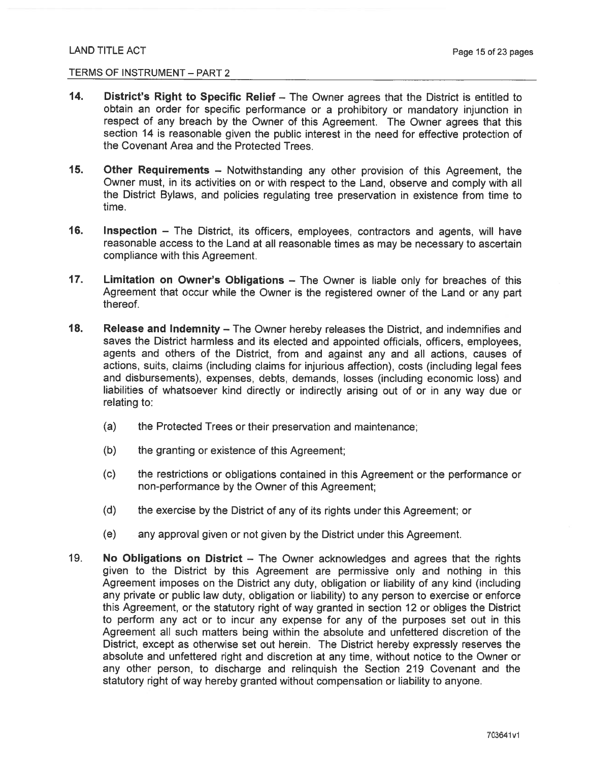**14.** **District's Right to Specific Relief** – The Owner agrees that the District is entitled to obtain an order for specific performance or a prohibitory or mandatory injunction in respect of any breach by the Owner of this Agreement. The Owner agrees that this section 14 is reasonable given the public interest in the need for effective protection of the Covenant Area and the Protected Trees.

**15.** **Other Requirements** – Notwithstanding any other provision of this Agreement, the Owner must, in its activities on or with respect to the Land, observe and comply with all the District Bylaws, and policies regulating tree preservation in existence from time to time.

**16.** **Inspection** – The District, its officers, employees, contractors and agents, will have reasonable access to the Land at all reasonable times as may be necessary to ascertain compliance with this Agreement.

**17.** **Limitation on Owner's Obligations** – The Owner is liable only for breaches of this Agreement that occur while the Owner is the registered owner of the Land or any part thereof.

**18.** **Release and Indemnity** – The Owner hereby releases the District, and indemnifies and saves the District harmless and its elected and appointed officials, officers, employees, agents and others of the District, from and against any and all actions, causes of actions, suits, claims (including claims for injurious affection), costs (including legal fees and disbursements), expenses, debts, demands, losses (including economic loss) and liabilities of whatsoever kind directly or indirectly arising out of or in any way due or relating to:

(a) the Protected Trees or their preservation and maintenance;

(b) the granting or existence of this Agreement;

(c) the restrictions or obligations contained in this Agreement or the performance or non-performance by the Owner of this Agreement;

(d) the exercise by the District of any of its rights under this Agreement; or

(e) any approval given or not given by the District under this Agreement.

19. **No Obligations on District** – The Owner acknowledges and agrees that the rights given to the District by this Agreement are permissive only and nothing in this Agreement imposes on the District any duty, obligation or liability of any kind (including any private or public law duty, obligation or liability) to any person to exercise or enforce this Agreement, or the statutory right of way granted in section 12 or obliges the District to perform any act or to incur any expense for any of the purposes set out in this Agreement all such matters being within the absolute and unfettered discretion of the District, except as otherwise set out herein. The District hereby expressly reserves the absolute and unfettered right and discretion at any time, without notice to the Owner or any other person, to discharge and relinquish the Section 219 Covenant and the statutory right of way hereby granted without compensation or liability to anyone.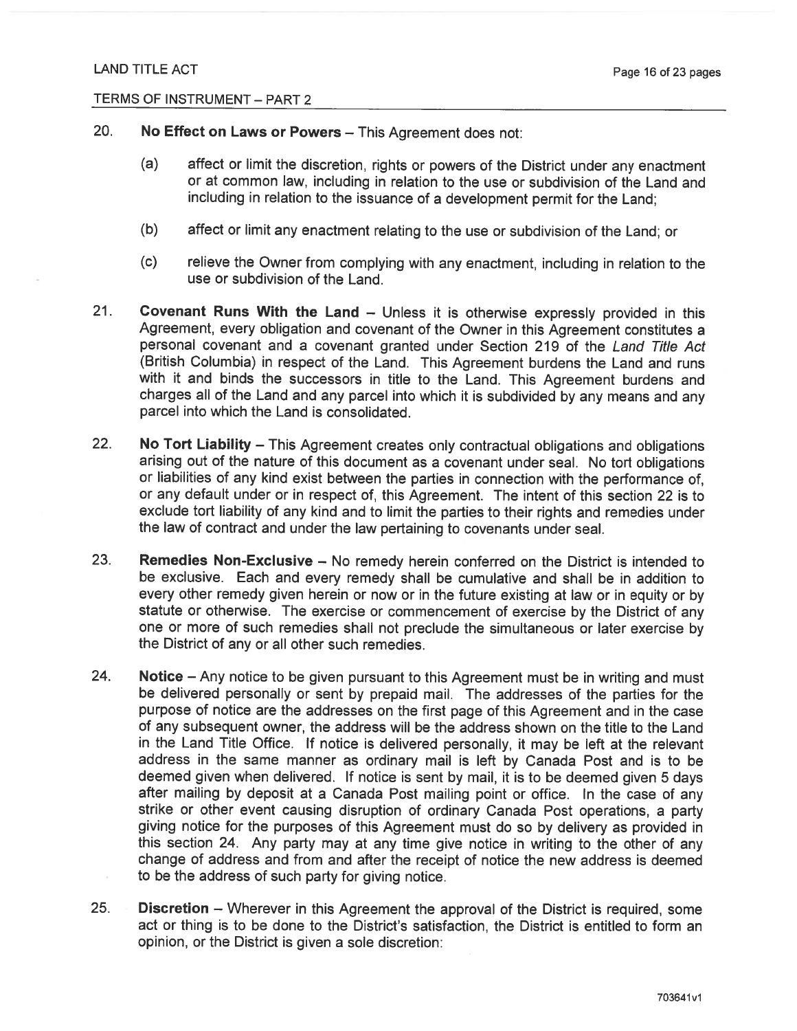20. **No Effect on Laws or Powers** – This Agreement does not:

    (a) affect or limit the discretion, rights or powers of the District under any enactment or at common law, including in relation to the use or subdivision of the Land and including in relation to the issuance of a development permit for the Land;

    (b) affect or limit any enactment relating to the use or subdivision of the Land; or

    (c) relieve the Owner from complying with any enactment, including in relation to the use or subdivision of the Land.

21. **Covenant Runs With the Land** – Unless it is otherwise expressly provided in this Agreement, every obligation and covenant of the Owner in this Agreement constitutes a personal covenant and a covenant granted under Section 219 of the *Land Title Act* (British Columbia) in respect of the Land. This Agreement burdens the Land and runs with it and binds the successors in title to the Land. This Agreement burdens and charges all of the Land and any parcel into which it is subdivided by any means and any parcel into which the Land is consolidated.

22. **No Tort Liability** – This Agreement creates only contractual obligations and obligations arising out of the nature of this document as a covenant under seal. No tort obligations or liabilities of any kind exist between the parties in connection with the performance of, or any default under or in respect of, this Agreement. The intent of this section 22 is to exclude tort liability of any kind and to limit the parties to their rights and remedies under the law of contract and under the law pertaining to covenants under seal.

23. **Remedies Non-Exclusive** – No remedy herein conferred on the District is intended to be exclusive. Each and every remedy shall be cumulative and shall be in addition to every other remedy given herein or now or in the future existing at law or in equity or by statute or otherwise. The exercise or commencement of exercise by the District of any one or more of such remedies shall not preclude the simultaneous or later exercise by the District of any or all other such remedies.

24. **Notice** – Any notice to be given pursuant to this Agreement must be in writing and must be delivered personally or sent by prepaid mail. The addresses of the parties for the purpose of notice are the addresses on the first page of this Agreement and in the case of any subsequent owner, the address will be the address shown on the title to the Land in the Land Title Office. If notice is delivered personally, it may be left at the relevant address in the same manner as ordinary mail is left by Canada Post and is to be deemed given when delivered. If notice is sent by mail, it is to be deemed given 5 days after mailing by deposit at a Canada Post mailing point or office. In the case of any strike or other event causing disruption of ordinary Canada Post operations, a party giving notice for the purposes of this Agreement must do so by delivery as provided in this section 24. Any party may at any time give notice in writing to the other of any change of address and from and after the receipt of notice the new address is deemed to be the address of such party for giving notice.

25. **Discretion** – Wherever in this Agreement the approval of the District is required, some act or thing is to be done to the District's satisfaction, the District is entitled to form an opinion, or the District is given a sole discretion: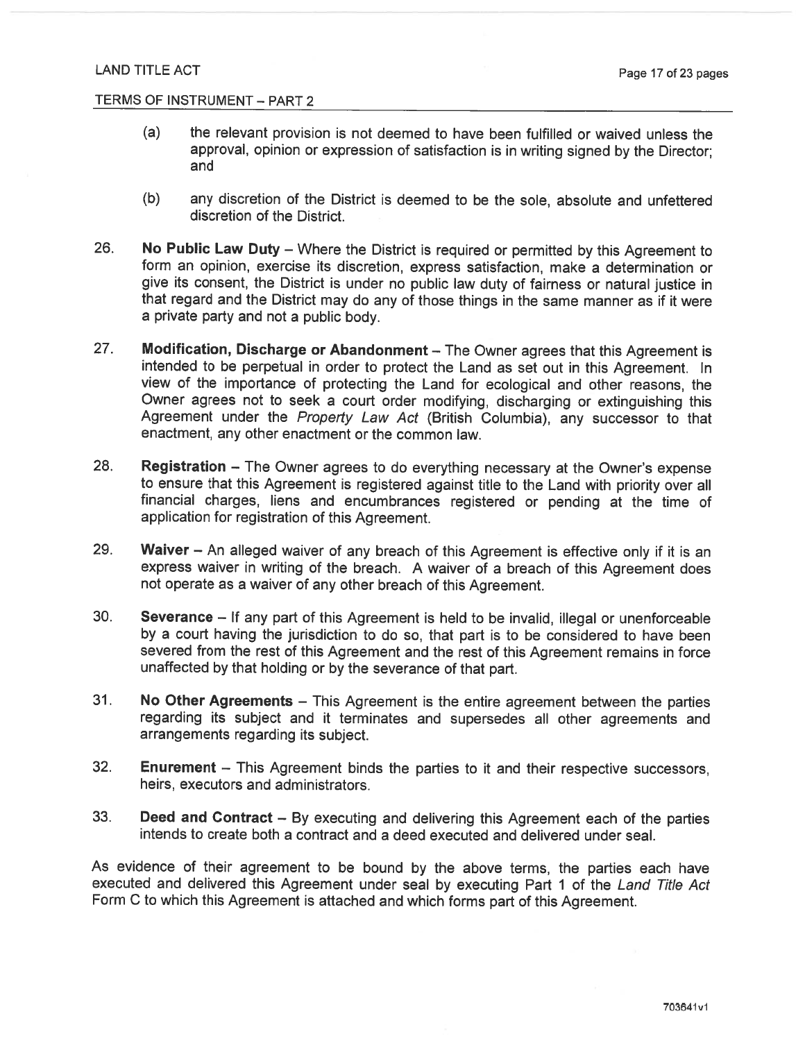(a) the relevant provision is not deemed to have been fulfilled or waived unless the approval, opinion or expression of satisfaction is in writing signed by the Director; and

(b) any discretion of the District is deemed to be the sole, absolute and unfettered discretion of the District.

26. **No Public Law Duty** – Where the District is required or permitted by this Agreement to form an opinion, exercise its discretion, express satisfaction, make a determination or give its consent, the District is under no public law duty of fairness or natural justice in that regard and the District may do any of those things in the same manner as if it were a private party and not a public body.

27. **Modification, Discharge or Abandonment** – The Owner agrees that this Agreement is intended to be perpetual in order to protect the Land as set out in this Agreement. In view of the importance of protecting the Land for ecological and other reasons, the Owner agrees not to seek a court order modifying, discharging or extinguishing this Agreement under the *Property Law Act* (British Columbia), any successor to that enactment, any other enactment or the common law.

28. **Registration** – The Owner agrees to do everything necessary at the Owner's expense to ensure that this Agreement is registered against title to the Land with priority over all financial charges, liens and encumbrances registered or pending at the time of application for registration of this Agreement.

29. **Waiver** – An alleged waiver of any breach of this Agreement is effective only if it is an express waiver in writing of the breach. A waiver of a breach of this Agreement does not operate as a waiver of any other breach of this Agreement.

30. **Severance** – If any part of this Agreement is held to be invalid, illegal or unenforceable by a court having the jurisdiction to do so, that part is to be considered to have been severed from the rest of this Agreement and the rest of this Agreement remains in force unaffected by that holding or by the severance of that part.

31. **No Other Agreements** – This Agreement is the entire agreement between the parties regarding its subject and it terminates and supersedes all other agreements and arrangements regarding its subject.

32. **Enurement** – This Agreement binds the parties to it and their respective successors, heirs, executors and administrators.

33. **Deed and Contract** – By executing and delivering this Agreement each of the parties intends to create both a contract and a deed executed and delivered under seal.

As evidence of their agreement to be bound by the above terms, the parties each have executed and delivered this Agreement under seal by executing Part 1 of the *Land Title Act* Form C to which this Agreement is attached and which forms part of this Agreement.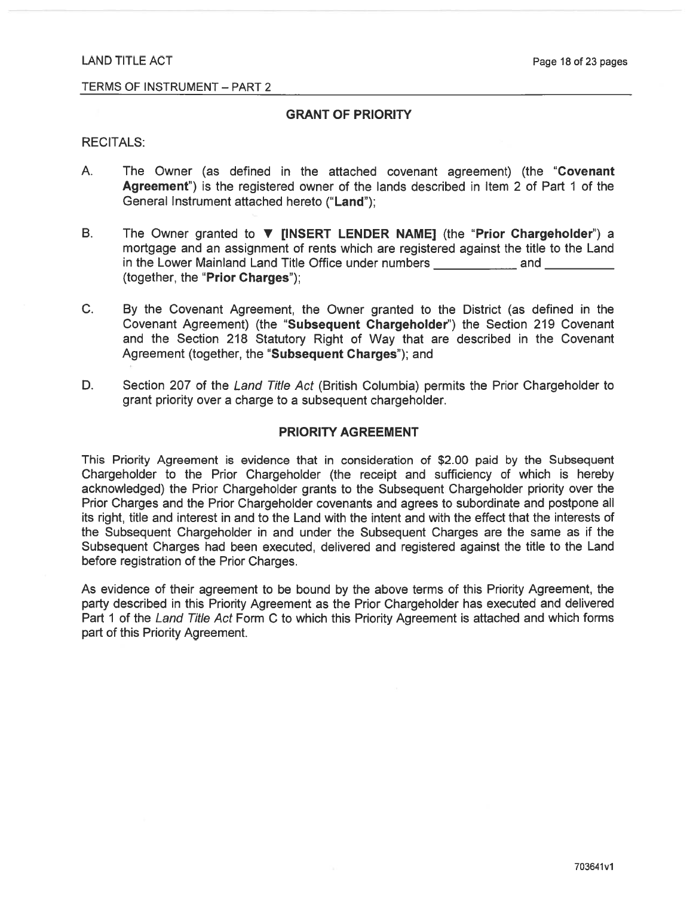LAND TITLE ACT

TERMS OF INSTRUMENT – PART 2

## GRANT OF PRIORITY

RECITALS:

A. The Owner (as defined in the attached covenant agreement) (the "**Covenant Agreement**") is the registered owner of the lands described in Item 2 of Part 1 of the General Instrument attached hereto ("**Land**");

B. The Owner granted to ▼ **[INSERT LENDER NAME]** (the "**Prior Chargeholder**") a mortgage and an assignment of rents which are registered against the title to the Land in the Lower Mainland Land Title Office under numbers ____________ and __________ (together, the "**Prior Charges**");

C. By the Covenant Agreement, the Owner granted to the District (as defined in the Covenant Agreement) (the "**Subsequent Chargeholder**") the Section 219 Covenant and the Section 218 Statutory Right of Way that are described in the Covenant Agreement (together, the "**Subsequent Charges**"); and

D. Section 207 of the *Land Title Act* (British Columbia) permits the Prior Chargeholder to grant priority over a charge to a subsequent chargeholder.

## PRIORITY AGREEMENT

This Priority Agreement is evidence that in consideration of $2.00 paid by the Subsequent Chargeholder to the Prior Chargeholder (the receipt and sufficiency of which is hereby acknowledged) the Prior Chargeholder grants to the Subsequent Chargeholder priority over the Prior Charges and the Prior Chargeholder covenants and agrees to subordinate and postpone all its right, title and interest in and to the Land with the intent and with the effect that the interests of the Subsequent Chargeholder in and under the Subsequent Charges are the same as if the Subsequent Charges had been executed, delivered and registered against the title to the Land before registration of the Prior Charges.

As evidence of their agreement to be bound by the above terms of this Priority Agreement, the party described in this Priority Agreement as the Prior Chargeholder has executed and delivered Part 1 of the *Land Title Act* Form C to which this Priority Agreement is attached and which forms part of this Priority Agreement.

703641v1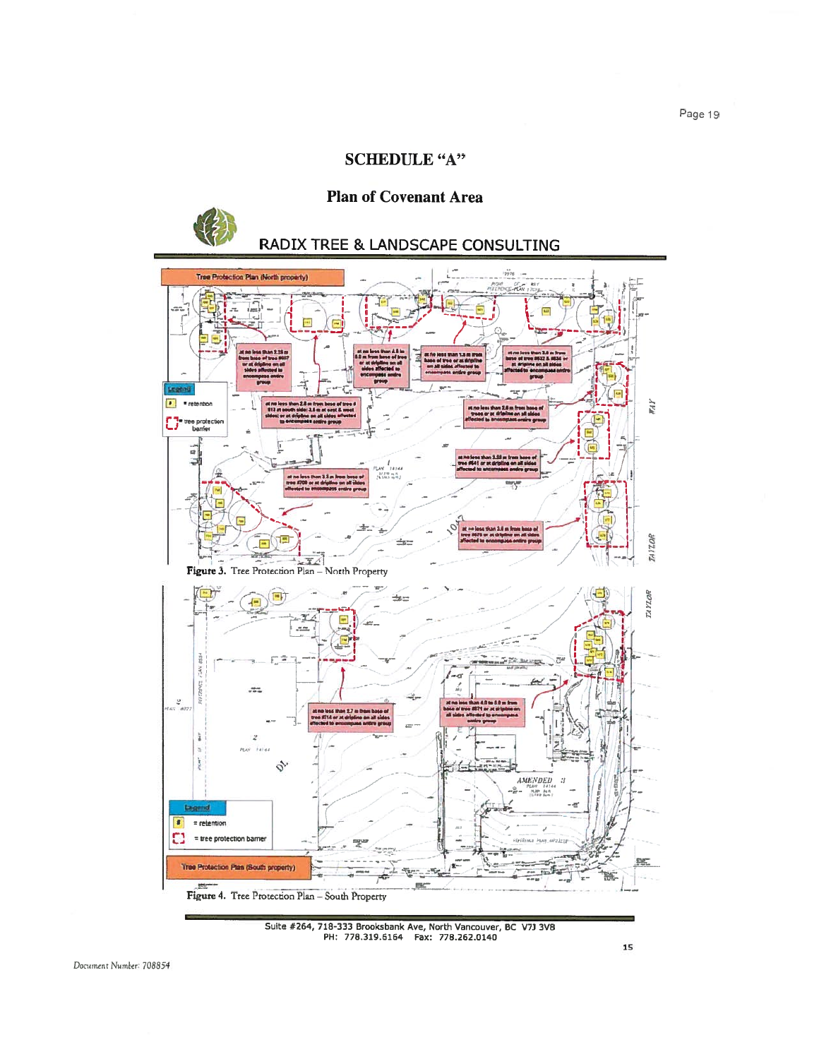## SCHEDULE "A"

### Plan of Covenant Area

RADIX TREE & LANDSCAPE CONSULTING

Figure 3. Tree Protection Plan – North Property

Figure 4. Tree Protection Plan – South Property

Suite #264, 718-333 Brooksbank Ave, North Vancouver, BC V7J 3V8
PH: 778.319.6164 Fax: 778.262.0140

Document Number: 708854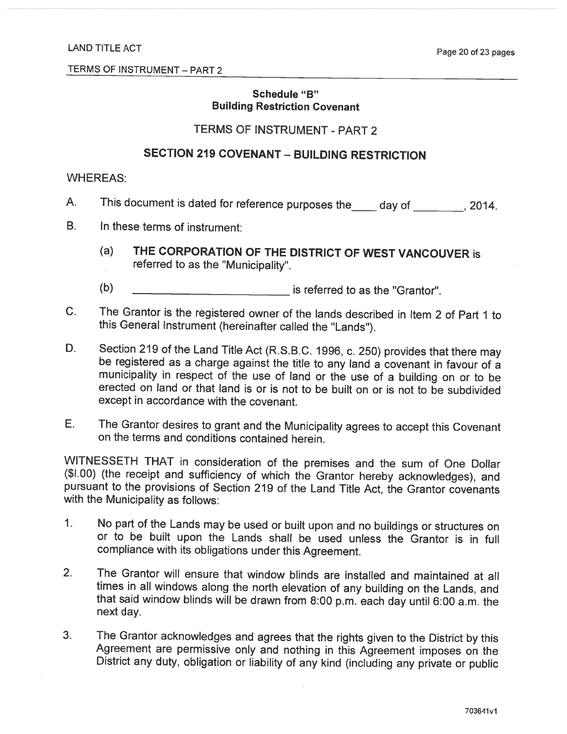LAND TITLE ACT

TERMS OF INSTRUMENT – PART 2

**Schedule "B"**
**Building Restriction Covenant**

## TERMS OF INSTRUMENT - PART 2

## SECTION 219 COVENANT – BUILDING RESTRICTION

WHEREAS:

A. This document is dated for reference purposes the____ day of ________, 2014.

B. In these terms of instrument:

   (a) **THE CORPORATION OF THE DISTRICT OF WEST VANCOUVER** is referred to as the "Municipality".

   (b) _________________________ is referred to as the "Grantor".

C. The Grantor is the registered owner of the lands described in Item 2 of Part 1 to this General Instrument (hereinafter called the "Lands").

D. Section 219 of the Land Title Act (R.S.B.C. 1996, c. 250) provides that there may be registered as a charge against the title to any land a covenant in favour of a municipality in respect of the use of land or the use of a building on or to be erected on land or that land is or is not to be built on or is not to be subdivided except in accordance with the covenant.

E. The Grantor desires to grant and the Municipality agrees to accept this Covenant on the terms and conditions contained herein.

WITNESSETH THAT in consideration of the premises and the sum of One Dollar ($l.00) (the receipt and sufficiency of which the Grantor hereby acknowledges), and pursuant to the provisions of Section 219 of the Land Title Act, the Grantor covenants with the Municipality as follows:

1. No part of the Lands may be used or built upon and no buildings or structures on or to be built upon the Lands shall be used unless the Grantor is in full compliance with its obligations under this Agreement.

2. The Grantor will ensure that window blinds are installed and maintained at all times in all windows along the north elevation of any building on the Lands, and that said window blinds will be drawn from 8:00 p.m. each day until 6:00 a.m. the next day.

3. The Grantor acknowledges and agrees that the rights given to the District by this Agreement are permissive only and nothing in this Agreement imposes on the District any duty, obligation or liability of any kind (including any private or public

703641v1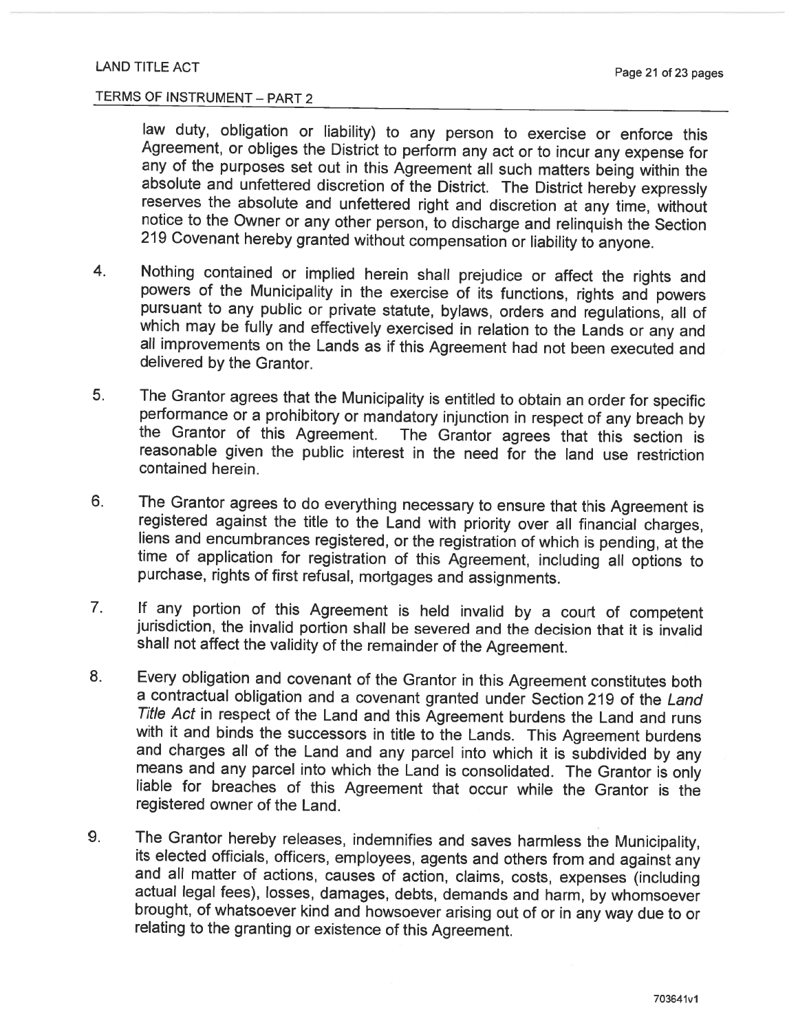law duty, obligation or liability) to any person to exercise or enforce this Agreement, or obliges the District to perform any act or to incur any expense for any of the purposes set out in this Agreement all such matters being within the absolute and unfettered discretion of the District. The District hereby expressly reserves the absolute and unfettered right and discretion at any time, without notice to the Owner or any other person, to discharge and relinquish the Section 219 Covenant hereby granted without compensation or liability to anyone.

4. Nothing contained or implied herein shall prejudice or affect the rights and powers of the Municipality in the exercise of its functions, rights and powers pursuant to any public or private statute, bylaws, orders and regulations, all of which may be fully and effectively exercised in relation to the Lands or any and all improvements on the Lands as if this Agreement had not been executed and delivered by the Grantor.

5. The Grantor agrees that the Municipality is entitled to obtain an order for specific performance or a prohibitory or mandatory injunction in respect of any breach by the Grantor of this Agreement. The Grantor agrees that this section is reasonable given the public interest in the need for the land use restriction contained herein.

6. The Grantor agrees to do everything necessary to ensure that this Agreement is registered against the title to the Land with priority over all financial charges, liens and encumbrances registered, or the registration of which is pending, at the time of application for registration of this Agreement, including all options to purchase, rights of first refusal, mortgages and assignments.

7. If any portion of this Agreement is held invalid by a court of competent jurisdiction, the invalid portion shall be severed and the decision that it is invalid shall not affect the validity of the remainder of the Agreement.

8. Every obligation and covenant of the Grantor in this Agreement constitutes both a contractual obligation and a covenant granted under Section 219 of the *Land Title Act* in respect of the Land and this Agreement burdens the Land and runs with it and binds the successors in title to the Lands. This Agreement burdens and charges all of the Land and any parcel into which it is subdivided by any means and any parcel into which the Land is consolidated. The Grantor is only liable for breaches of this Agreement that occur while the Grantor is the registered owner of the Land.

9. The Grantor hereby releases, indemnifies and saves harmless the Municipality, its elected officials, officers, employees, agents and others from and against any and all matter of actions, causes of action, claims, costs, expenses (including actual legal fees), losses, damages, debts, demands and harm, by whomsoever brought, of whatsoever kind and howsoever arising out of or in any way due to or relating to the granting or existence of this Agreement.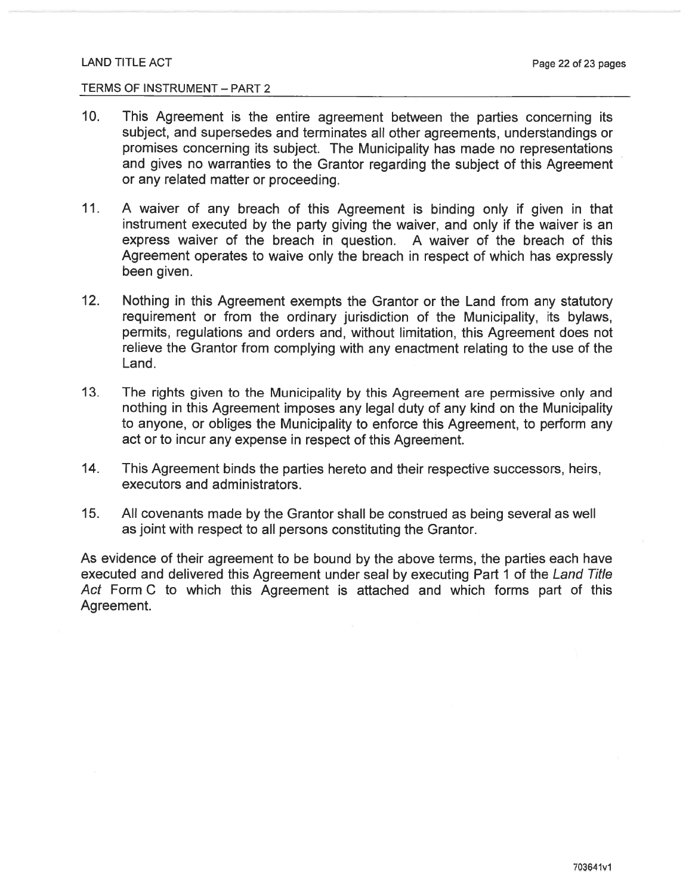LAND TITLE ACT

TERMS OF INSTRUMENT – PART 2

10. This Agreement is the entire agreement between the parties concerning its subject, and supersedes and terminates all other agreements, understandings or promises concerning its subject. The Municipality has made no representations and gives no warranties to the Grantor regarding the subject of this Agreement or any related matter or proceeding.

11. A waiver of any breach of this Agreement is binding only if given in that instrument executed by the party giving the waiver, and only if the waiver is an express waiver of the breach in question. A waiver of the breach of this Agreement operates to waive only the breach in respect of which has expressly been given.

12. Nothing in this Agreement exempts the Grantor or the Land from any statutory requirement or from the ordinary jurisdiction of the Municipality, its bylaws, permits, regulations and orders and, without limitation, this Agreement does not relieve the Grantor from complying with any enactment relating to the use of the Land.

13. The rights given to the Municipality by this Agreement are permissive only and nothing in this Agreement imposes any legal duty of any kind on the Municipality to anyone, or obliges the Municipality to enforce this Agreement, to perform any act or to incur any expense in respect of this Agreement.

14. This Agreement binds the parties hereto and their respective successors, heirs, executors and administrators.

15. All covenants made by the Grantor shall be construed as being several as well as joint with respect to all persons constituting the Grantor.

As evidence of their agreement to be bound by the above terms, the parties each have executed and delivered this Agreement under seal by executing Part 1 of the *Land Title Act* Form C to which this Agreement is attached and which forms part of this Agreement.

703641v1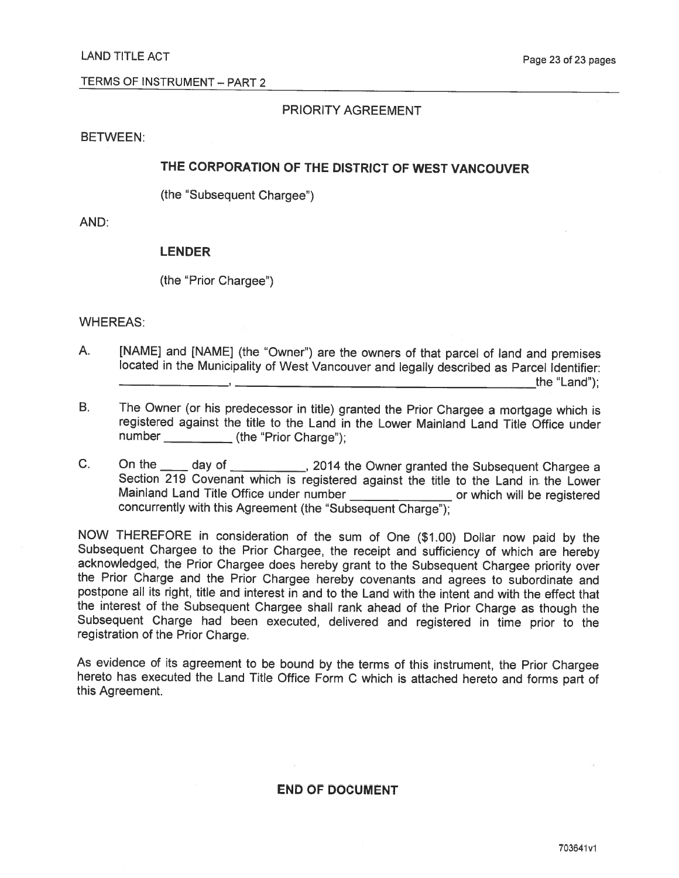LAND TITLE ACT

TERMS OF INSTRUMENT – PART 2

## PRIORITY AGREEMENT

BETWEEN:

**THE CORPORATION OF THE DISTRICT OF WEST VANCOUVER**

(the "Subsequent Chargee")

AND:

**LENDER**

(the "Prior Chargee")

WHEREAS:

A. [NAME] and [NAME] (the "Owner") are the owners of that parcel of land and premises located in the Municipality of West Vancouver and legally described as Parcel Identifier: ________________, ______________________________________the "Land");

B. The Owner (or his predecessor in title) granted the Prior Chargee a mortgage which is registered against the title to the Land in the Lower Mainland Land Title Office under number __________ (the "Prior Charge");

C. On the ____ day of __________, 2014 the Owner granted the Subsequent Chargee a Section 219 Covenant which is registered against the title to the Land in the Lower Mainland Land Title Office under number ______________ or which will be registered concurrently with this Agreement (the "Subsequent Charge");

NOW THEREFORE in consideration of the sum of One ($1.00) Dollar now paid by the Subsequent Chargee to the Prior Chargee, the receipt and sufficiency of which are hereby acknowledged, the Prior Chargee does hereby grant to the Subsequent Chargee priority over the Prior Charge and the Prior Chargee hereby covenants and agrees to subordinate and postpone all its right, title and interest in and to the Land with the intent and with the effect that the interest of the Subsequent Chargee shall rank ahead of the Prior Charge as though the Subsequent Charge had been executed, delivered and registered in time prior to the registration of the Prior Charge.

As evidence of its agreement to be bound by the terms of this instrument, the Prior Chargee hereto has executed the Land Title Office Form C which is attached hereto and forms part of this Agreement.

**END OF DOCUMENT**

703641v1